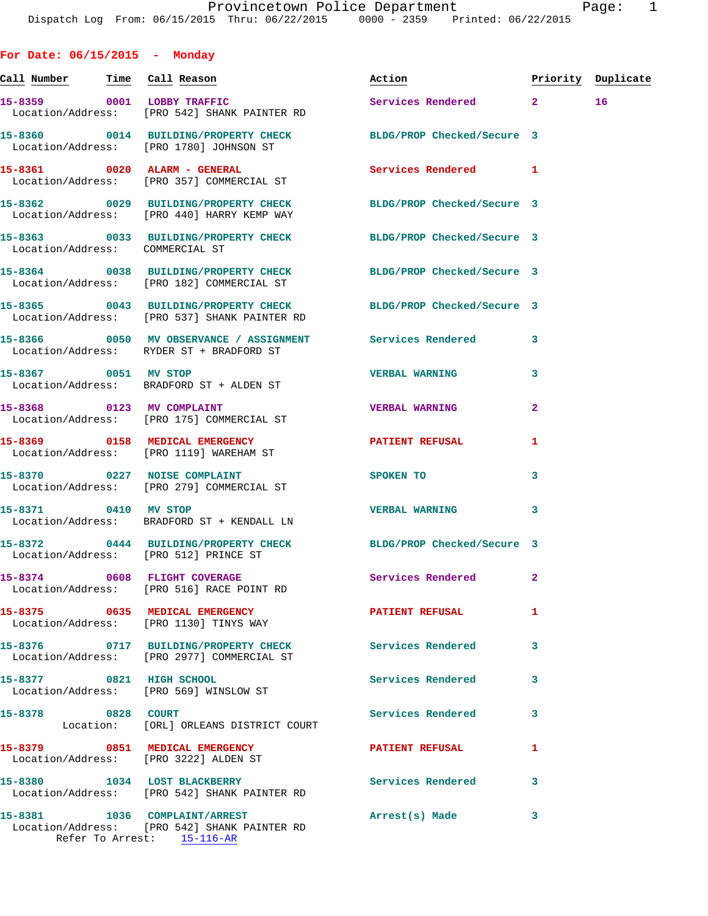Provincetown Police Department
Dispatch Log From: 06/15/2015 Thru: 06/22/2015 0000 - 2359 Printed: 06/22/2015

## For Date: 06/15/2015 - Monday

| Call Number | Time | Call Reason | Action | Priority | Duplicate |
|---|---|---|---|---|---|
| 15-8359 | 0001 | LOBBY TRAFFIC | Services Rendered | 2 | 16 |
| Location/Address: | | [PRO 542] SHANK PAINTER RD | | | |
| 15-8360 | 0014 | BUILDING/PROPERTY CHECK | BLDG/PROP Checked/Secure | 3 | |
| Location/Address: | | [PRO 1780] JOHNSON ST | | | |
| 15-8361 | 0020 | ALARM - GENERAL | Services Rendered | 1 | |
| Location/Address: | | [PRO 357] COMMERCIAL ST | | | |
| 15-8362 | 0029 | BUILDING/PROPERTY CHECK | BLDG/PROP Checked/Secure | 3 | |
| Location/Address: | | [PRO 440] HARRY KEMP WAY | | | |
| 15-8363 | 0033 | BUILDING/PROPERTY CHECK | BLDG/PROP Checked/Secure | 3 | |
| Location/Address: | | COMMERCIAL ST | | | |
| 15-8364 | 0038 | BUILDING/PROPERTY CHECK | BLDG/PROP Checked/Secure | 3 | |
| Location/Address: | | [PRO 182] COMMERCIAL ST | | | |
| 15-8365 | 0043 | BUILDING/PROPERTY CHECK | BLDG/PROP Checked/Secure | 3 | |
| Location/Address: | | [PRO 537] SHANK PAINTER RD | | | |
| 15-8366 | 0050 | MV OBSERVANCE / ASSIGNMENT | Services Rendered | 3 | |
| Location/Address: | | RYDER ST + BRADFORD ST | | | |
| 15-8367 | 0051 | MV STOP | VERBAL WARNING | 3 | |
| Location/Address: | | BRADFORD ST + ALDEN ST | | | |
| 15-8368 | 0123 | MV COMPLAINT | VERBAL WARNING | 2 | |
| Location/Address: | | [PRO 175] COMMERCIAL ST | | | |
| 15-8369 | 0158 | MEDICAL EMERGENCY | PATIENT REFUSAL | 1 | |
| Location/Address: | | [PRO 1119] WAREHAM ST | | | |
| 15-8370 | 0227 | NOISE COMPLAINT | SPOKEN TO | 3 | |
| Location/Address: | | [PRO 279] COMMERCIAL ST | | | |
| 15-8371 | 0410 | MV STOP | VERBAL WARNING | 3 | |
| Location/Address: | | BRADFORD ST + KENDALL LN | | | |
| 15-8372 | 0444 | BUILDING/PROPERTY CHECK | BLDG/PROP Checked/Secure | 3 | |
| Location/Address: | | [PRO 512] PRINCE ST | | | |
| 15-8374 | 0608 | FLIGHT COVERAGE | Services Rendered | 2 | |
| Location/Address: | | [PRO 516] RACE POINT RD | | | |
| 15-8375 | 0635 | MEDICAL EMERGENCY | PATIENT REFUSAL | 1 | |
| Location/Address: | | [PRO 1130] TINYS WAY | | | |
| 15-8376 | 0717 | BUILDING/PROPERTY CHECK | Services Rendered | 3 | |
| Location/Address: | | [PRO 2977] COMMERCIAL ST | | | |
| 15-8377 | 0821 | HIGH SCHOOL | Services Rendered | 3 | |
| Location/Address: | | [PRO 569] WINSLOW ST | | | |
| 15-8378 | 0828 | COURT | Services Rendered | 3 | |
| Location: | | [ORL] ORLEANS DISTRICT COURT | | | |
| 15-8379 | 0851 | MEDICAL EMERGENCY | PATIENT REFUSAL | 1 | |
| Location/Address: | | [PRO 3222] ALDEN ST | | | |
| 15-8380 | 1034 | LOST BLACKBERRY | Services Rendered | 3 | |
| Location/Address: | | [PRO 542] SHANK PAINTER RD | | | |
| 15-8381 | 1036 | COMPLAINT/ARREST | Arrest(s) Made | 3 | |
| Location/Address: | | [PRO 542] SHANK PAINTER RD | | | |
| Refer To Arrest: | | 15-116-AR | | | |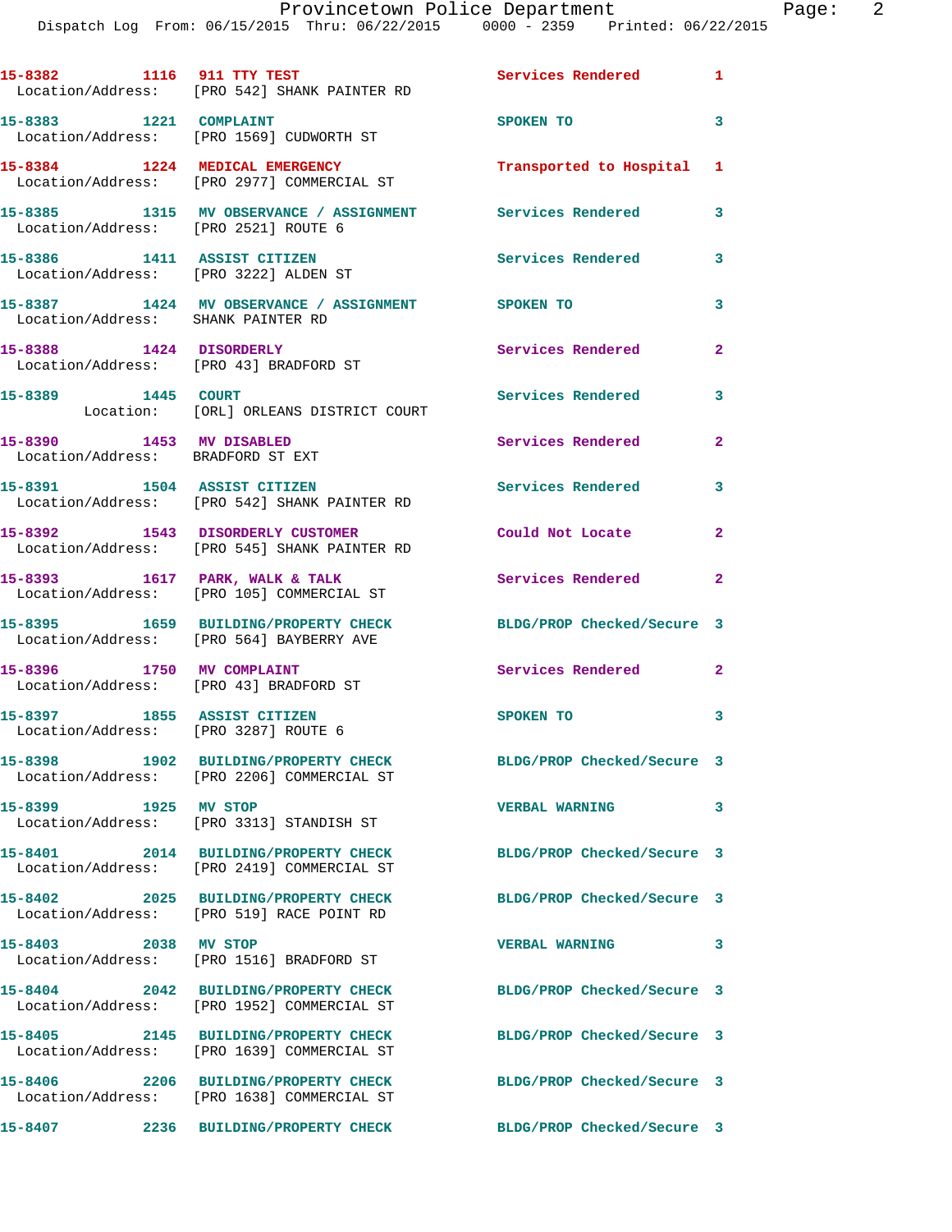15-8382 1116 911 TTY TEST Services Rendered 1
Location/Address: [PRO 542] SHANK PAINTER RD

15-8383 1221 COMPLAINT SPOKEN TO 3
Location/Address: [PRO 1569] CUDWORTH ST

15-8384 1224 MEDICAL EMERGENCY Transported to Hospital 1
Location/Address: [PRO 2977] COMMERCIAL ST

15-8385 1315 MV OBSERVANCE / ASSIGNMENT Services Rendered 3
Location/Address: [PRO 2521] ROUTE 6

15-8386 1411 ASSIST CITIZEN Services Rendered 3
Location/Address: [PRO 3222] ALDEN ST

15-8387 1424 MV OBSERVANCE / ASSIGNMENT SPOKEN TO 3
Location/Address: SHANK PAINTER RD

15-8388 1424 DISORDERLY Services Rendered 2
Location/Address: [PRO 43] BRADFORD ST

15-8389 1445 COURT Services Rendered 3
Location: [ORL] ORLEANS DISTRICT COURT

15-8390 1453 MV DISABLED Services Rendered 2
Location/Address: BRADFORD ST EXT

15-8391 1504 ASSIST CITIZEN Services Rendered 3
Location/Address: [PRO 542] SHANK PAINTER RD

15-8392 1543 DISORDERLY CUSTOMER Could Not Locate 2
Location/Address: [PRO 545] SHANK PAINTER RD

15-8393 1617 PARK, WALK & TALK Services Rendered 2
Location/Address: [PRO 105] COMMERCIAL ST

15-8395 1659 BUILDING/PROPERTY CHECK BLDG/PROP Checked/Secure 3
Location/Address: [PRO 564] BAYBERRY AVE

15-8396 1750 MV COMPLAINT Services Rendered 2
Location/Address: [PRO 43] BRADFORD ST

15-8397 1855 ASSIST CITIZEN SPOKEN TO 3
Location/Address: [PRO 3287] ROUTE 6

15-8398 1902 BUILDING/PROPERTY CHECK BLDG/PROP Checked/Secure 3
Location/Address: [PRO 2206] COMMERCIAL ST

15-8399 1925 MV STOP VERBAL WARNING 3
Location/Address: [PRO 3313] STANDISH ST

15-8401 2014 BUILDING/PROPERTY CHECK BLDG/PROP Checked/Secure 3
Location/Address: [PRO 2419] COMMERCIAL ST

15-8402 2025 BUILDING/PROPERTY CHECK BLDG/PROP Checked/Secure 3
Location/Address: [PRO 519] RACE POINT RD

15-8403 2038 MV STOP VERBAL WARNING 3
Location/Address: [PRO 1516] BRADFORD ST

15-8404 2042 BUILDING/PROPERTY CHECK BLDG/PROP Checked/Secure 3
Location/Address: [PRO 1952] COMMERCIAL ST

15-8405 2145 BUILDING/PROPERTY CHECK BLDG/PROP Checked/Secure 3
Location/Address: [PRO 1639] COMMERCIAL ST

15-8406 2206 BUILDING/PROPERTY CHECK BLDG/PROP Checked/Secure 3
Location/Address: [PRO 1638] COMMERCIAL ST

15-8407 2236 BUILDING/PROPERTY CHECK BLDG/PROP Checked/Secure 3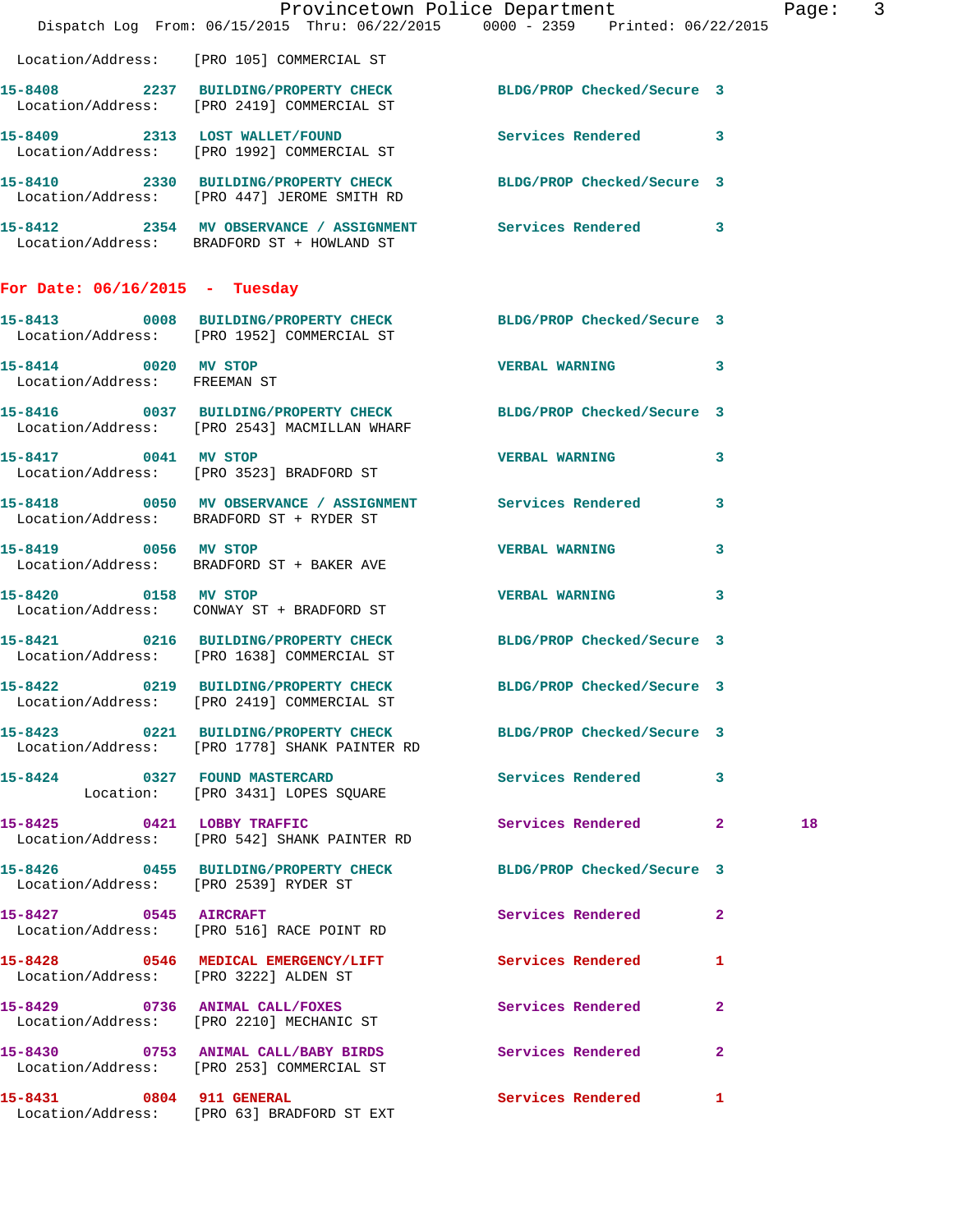Location/Address: [PRO 105] COMMERCIAL ST

**15-8408** 2237 **BUILDING/PROPERTY CHECK** BLDG/PROP Checked/Secure 3
Location/Address: [PRO 2419] COMMERCIAL ST

**15-8409** 2313 **LOST WALLET/FOUND** Services Rendered 3
Location/Address: [PRO 1992] COMMERCIAL ST

**15-8410** 2330 **BUILDING/PROPERTY CHECK** BLDG/PROP Checked/Secure 3
Location/Address: [PRO 447] JEROME SMITH RD

**15-8412** 2354 **MV OBSERVANCE / ASSIGNMENT** Services Rendered 3
Location/Address: BRADFORD ST + HOWLAND ST

## For Date: 06/16/2015 - Tuesday

**15-8413** 0008 **BUILDING/PROPERTY CHECK** BLDG/PROP Checked/Secure 3
Location/Address: [PRO 1952] COMMERCIAL ST

**15-8414** 0020 **MV STOP** VERBAL WARNING 3
Location/Address: FREEMAN ST

**15-8416** 0037 **BUILDING/PROPERTY CHECK** BLDG/PROP Checked/Secure 3
Location/Address: [PRO 2543] MACMILLAN WHARF

**15-8417** 0041 **MV STOP** VERBAL WARNING 3
Location/Address: [PRO 3523] BRADFORD ST

**15-8418** 0050 **MV OBSERVANCE / ASSIGNMENT** Services Rendered 3
Location/Address: BRADFORD ST + RYDER ST

**15-8419** 0056 **MV STOP** VERBAL WARNING 3
Location/Address: BRADFORD ST + BAKER AVE

**15-8420** 0158 **MV STOP** VERBAL WARNING 3
Location/Address: CONWAY ST + BRADFORD ST

**15-8421** 0216 **BUILDING/PROPERTY CHECK** BLDG/PROP Checked/Secure 3
Location/Address: [PRO 1638] COMMERCIAL ST

**15-8422** 0219 **BUILDING/PROPERTY CHECK** BLDG/PROP Checked/Secure 3
Location/Address: [PRO 2419] COMMERCIAL ST

**15-8423** 0221 **BUILDING/PROPERTY CHECK** BLDG/PROP Checked/Secure 3
Location/Address: [PRO 1778] SHANK PAINTER RD

**15-8424** 0327 **FOUND MASTERCARD** Services Rendered 3
Location: [PRO 3431] LOPES SQUARE

**15-8425** 0421 **LOBBY TRAFFIC** Services Rendered 2 18
Location/Address: [PRO 542] SHANK PAINTER RD

**15-8426** 0455 **BUILDING/PROPERTY CHECK** BLDG/PROP Checked/Secure 3
Location/Address: [PRO 2539] RYDER ST

**15-8427** 0545 **AIRCRAFT** Services Rendered 2
Location/Address: [PRO 516] RACE POINT RD

**15-8428** 0546 **MEDICAL EMERGENCY/LIFT** Services Rendered 1
Location/Address: [PRO 3222] ALDEN ST

**15-8429** 0736 **ANIMAL CALL/FOXES** Services Rendered 2
Location/Address: [PRO 2210] MECHANIC ST

**15-8430** 0753 **ANIMAL CALL/BABY BIRDS** Services Rendered 2
Location/Address: [PRO 253] COMMERCIAL ST

**15-8431** 0804 **911 GENERAL** Services Rendered 1
Location/Address: [PRO 63] BRADFORD ST EXT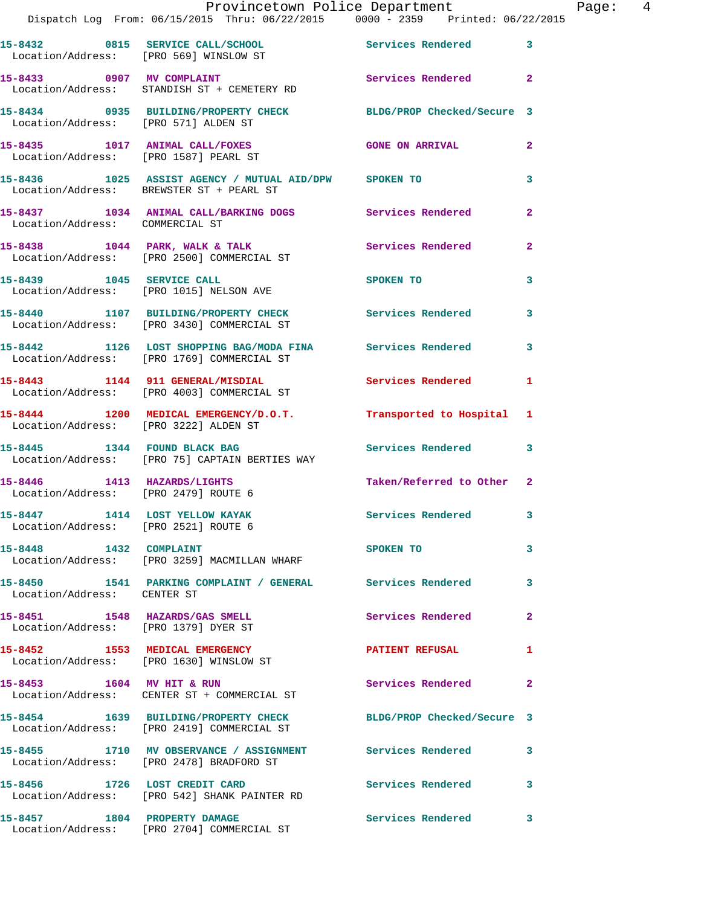| Call Number | Time | Call Reason | Action | Priority |
|---|---|---|---|---|
| **15-8432** | **0815** | **SERVICE CALL/SCHOOL** | **Services Rendered** | **3** |
| Location/Address: | | [PRO 569] WINSLOW ST | | |
| **15-8433** | **0907** | **MV COMPLAINT** | **Services Rendered** | **2** |
| Location/Address: | | STANDISH ST + CEMETERY RD | | |
| **15-8434** | **0935** | **BUILDING/PROPERTY CHECK** | **BLDG/PROP Checked/Secure** | **3** |
| Location/Address: | | [PRO 571] ALDEN ST | | |
| **15-8435** | **1017** | **ANIMAL CALL/FOXES** | **GONE ON ARRIVAL** | **2** |
| Location/Address: | | [PRO 1587] PEARL ST | | |
| **15-8436** | **1025** | **ASSIST AGENCY / MUTUAL AID/DPW** | **SPOKEN TO** | **3** |
| Location/Address: | | BREWSTER ST + PEARL ST | | |
| **15-8437** | **1034** | **ANIMAL CALL/BARKING DOGS** | **Services Rendered** | **2** |
| Location/Address: | | COMMERCIAL ST | | |
| **15-8438** | **1044** | **PARK, WALK & TALK** | **Services Rendered** | **2** |
| Location/Address: | | [PRO 2500] COMMERCIAL ST | | |
| **15-8439** | **1045** | **SERVICE CALL** | **SPOKEN TO** | **3** |
| Location/Address: | | [PRO 1015] NELSON AVE | | |
| **15-8440** | **1107** | **BUILDING/PROPERTY CHECK** | **Services Rendered** | **3** |
| Location/Address: | | [PRO 3430] COMMERCIAL ST | | |
| **15-8442** | **1126** | **LOST SHOPPING BAG/MODA FINA** | **Services Rendered** | **3** |
| Location/Address: | | [PRO 1769] COMMERCIAL ST | | |
| **15-8443** | **1144** | **911 GENERAL/MISDIAL** | **Services Rendered** | **1** |
| Location/Address: | | [PRO 4003] COMMERCIAL ST | | |
| **15-8444** | **1200** | **MEDICAL EMERGENCY/D.O.T.** | **Transported to Hospital** | **1** |
| Location/Address: | | [PRO 3222] ALDEN ST | | |
| **15-8445** | **1344** | **FOUND BLACK BAG** | **Services Rendered** | **3** |
| Location/Address: | | [PRO 75] CAPTAIN BERTIES WAY | | |
| **15-8446** | **1413** | **HAZARDS/LIGHTS** | **Taken/Referred to Other** | **2** |
| Location/Address: | | [PRO 2479] ROUTE 6 | | |
| **15-8447** | **1414** | **LOST YELLOW KAYAK** | **Services Rendered** | **3** |
| Location/Address: | | [PRO 2521] ROUTE 6 | | |
| **15-8448** | **1432** | **COMPLAINT** | **SPOKEN TO** | **3** |
| Location/Address: | | [PRO 3259] MACMILLAN WHARF | | |
| **15-8450** | **1541** | **PARKING COMPLAINT / GENERAL** | **Services Rendered** | **3** |
| Location/Address: | | CENTER ST | | |
| **15-8451** | **1548** | **HAZARDS/GAS SMELL** | **Services Rendered** | **2** |
| Location/Address: | | [PRO 1379] DYER ST | | |
| **15-8452** | **1553** | **MEDICAL EMERGENCY** | **PATIENT REFUSAL** | **1** |
| Location/Address: | | [PRO 1630] WINSLOW ST | | |
| **15-8453** | **1604** | **MV HIT & RUN** | **Services Rendered** | **2** |
| Location/Address: | | CENTER ST + COMMERCIAL ST | | |
| **15-8454** | **1639** | **BUILDING/PROPERTY CHECK** | **BLDG/PROP Checked/Secure** | **3** |
| Location/Address: | | [PRO 2419] COMMERCIAL ST | | |
| **15-8455** | **1710** | **MV OBSERVANCE / ASSIGNMENT** | **Services Rendered** | **3** |
| Location/Address: | | [PRO 2478] BRADFORD ST | | |
| **15-8456** | **1726** | **LOST CREDIT CARD** | **Services Rendered** | **3** |
| Location/Address: | | [PRO 542] SHANK PAINTER RD | | |
| **15-8457** | **1804** | **PROPERTY DAMAGE** | **Services Rendered** | **3** |
| Location/Address: | | [PRO 2704] COMMERCIAL ST | | |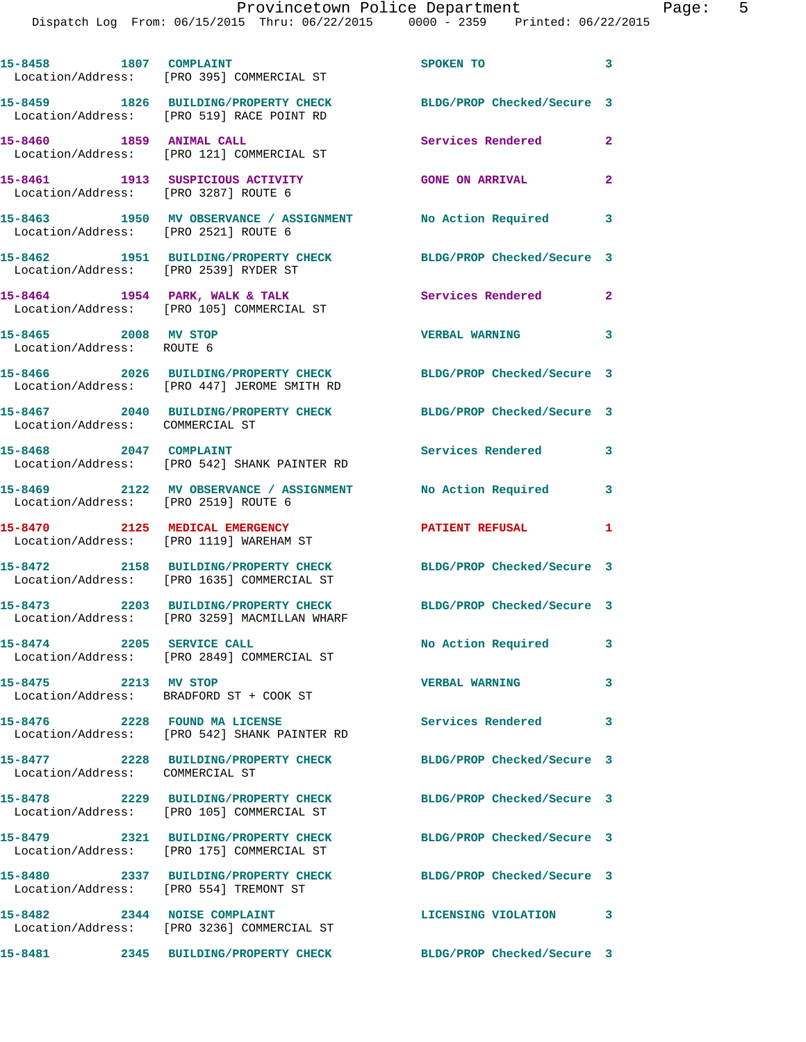15-8458 1807 COMPLAINT SPOKEN TO 3
Location/Address: [PRO 395] COMMERCIAL ST

15-8459 1826 BUILDING/PROPERTY CHECK BLDG/PROP Checked/Secure 3
Location/Address: [PRO 519] RACE POINT RD

15-8460 1859 ANIMAL CALL Services Rendered 2
Location/Address: [PRO 121] COMMERCIAL ST

15-8461 1913 SUSPICIOUS ACTIVITY GONE ON ARRIVAL 2
Location/Address: [PRO 3287] ROUTE 6

15-8463 1950 MV OBSERVANCE / ASSIGNMENT No Action Required 3
Location/Address: [PRO 2521] ROUTE 6

15-8462 1951 BUILDING/PROPERTY CHECK BLDG/PROP Checked/Secure 3
Location/Address: [PRO 2539] RYDER ST

15-8464 1954 PARK, WALK & TALK Services Rendered 2
Location/Address: [PRO 105] COMMERCIAL ST

15-8465 2008 MV STOP VERBAL WARNING 3
Location/Address: ROUTE 6

15-8466 2026 BUILDING/PROPERTY CHECK BLDG/PROP Checked/Secure 3
Location/Address: [PRO 447] JEROME SMITH RD

15-8467 2040 BUILDING/PROPERTY CHECK BLDG/PROP Checked/Secure 3
Location/Address: COMMERCIAL ST

15-8468 2047 COMPLAINT Services Rendered 3
Location/Address: [PRO 542] SHANK PAINTER RD

15-8469 2122 MV OBSERVANCE / ASSIGNMENT No Action Required 3
Location/Address: [PRO 2519] ROUTE 6

15-8470 2125 MEDICAL EMERGENCY PATIENT REFUSAL 1
Location/Address: [PRO 1119] WAREHAM ST

15-8472 2158 BUILDING/PROPERTY CHECK BLDG/PROP Checked/Secure 3
Location/Address: [PRO 1635] COMMERCIAL ST

15-8473 2203 BUILDING/PROPERTY CHECK BLDG/PROP Checked/Secure 3
Location/Address: [PRO 3259] MACMILLAN WHARF

15-8474 2205 SERVICE CALL No Action Required 3
Location/Address: [PRO 2849] COMMERCIAL ST

15-8475 2213 MV STOP VERBAL WARNING 3
Location/Address: BRADFORD ST + COOK ST

15-8476 2228 FOUND MA LICENSE Services Rendered 3
Location/Address: [PRO 542] SHANK PAINTER RD

15-8477 2228 BUILDING/PROPERTY CHECK BLDG/PROP Checked/Secure 3
Location/Address: COMMERCIAL ST

15-8478 2229 BUILDING/PROPERTY CHECK BLDG/PROP Checked/Secure 3
Location/Address: [PRO 105] COMMERCIAL ST

15-8479 2321 BUILDING/PROPERTY CHECK BLDG/PROP Checked/Secure 3
Location/Address: [PRO 175] COMMERCIAL ST

15-8480 2337 BUILDING/PROPERTY CHECK BLDG/PROP Checked/Secure 3
Location/Address: [PRO 554] TREMONT ST

15-8482 2344 NOISE COMPLAINT LICENSING VIOLATION 3
Location/Address: [PRO 3236] COMMERCIAL ST

15-8481 2345 BUILDING/PROPERTY CHECK BLDG/PROP Checked/Secure 3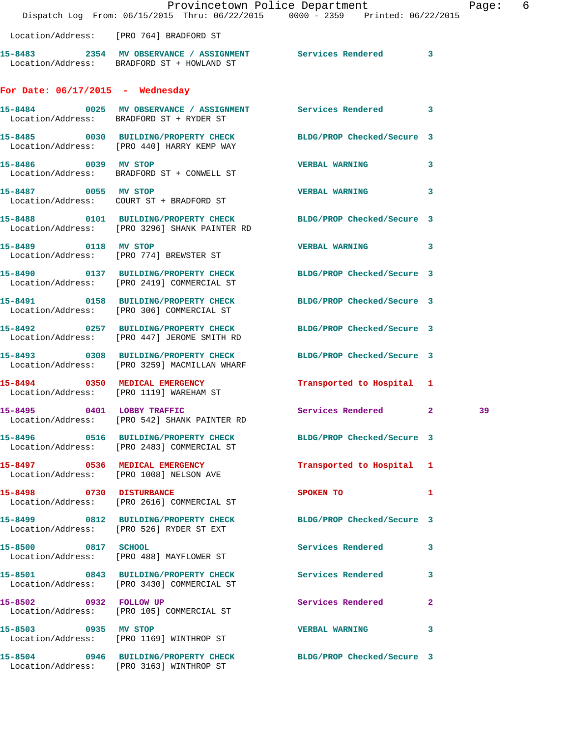Location/Address: [PRO 764] BRADFORD ST

| Call # | Time | Call Reason | Action | Priority | |
|---|---|---|---|---|---|
| 15-8483 | 2354 | MV OBSERVANCE / ASSIGNMENT | Services Rendered | 3 | |

Location/Address: BRADFORD ST + HOWLAND ST

## For Date: 06/17/2015 - Wednesday

**15-8484** 0025 **MV OBSERVANCE / ASSIGNMENT** Services Rendered 3
Location/Address: BRADFORD ST + RYDER ST

**15-8485** 0030 **BUILDING/PROPERTY CHECK** BLDG/PROP Checked/Secure 3
Location/Address: [PRO 440] HARRY KEMP WAY

**15-8486** 0039 **MV STOP** VERBAL WARNING 3
Location/Address: BRADFORD ST + CONWELL ST

**15-8487** 0055 **MV STOP** VERBAL WARNING 3
Location/Address: COURT ST + BRADFORD ST

**15-8488** 0101 **BUILDING/PROPERTY CHECK** BLDG/PROP Checked/Secure 3
Location/Address: [PRO 3296] SHANK PAINTER RD

**15-8489** 0118 **MV STOP** VERBAL WARNING 3
Location/Address: [PRO 774] BREWSTER ST

**15-8490** 0137 **BUILDING/PROPERTY CHECK** BLDG/PROP Checked/Secure 3
Location/Address: [PRO 2419] COMMERCIAL ST

**15-8491** 0158 **BUILDING/PROPERTY CHECK** BLDG/PROP Checked/Secure 3
Location/Address: [PRO 306] COMMERCIAL ST

**15-8492** 0257 **BUILDING/PROPERTY CHECK** BLDG/PROP Checked/Secure 3
Location/Address: [PRO 447] JEROME SMITH RD

**15-8493** 0308 **BUILDING/PROPERTY CHECK** BLDG/PROP Checked/Secure 3
Location/Address: [PRO 3259] MACMILLAN WHARF

**15-8494** 0350 **MEDICAL EMERGENCY** Transported to Hospital 1
Location/Address: [PRO 1119] WAREHAM ST

**15-8495** 0401 **LOBBY TRAFFIC** Services Rendered 2 39
Location/Address: [PRO 542] SHANK PAINTER RD

**15-8496** 0516 **BUILDING/PROPERTY CHECK** BLDG/PROP Checked/Secure 3
Location/Address: [PRO 2483] COMMERCIAL ST

**15-8497** 0536 **MEDICAL EMERGENCY** Transported to Hospital 1
Location/Address: [PRO 1008] NELSON AVE

**15-8498** 0730 **DISTURBANCE** SPOKEN TO 1
Location/Address: [PRO 2616] COMMERCIAL ST

**15-8499** 0812 **BUILDING/PROPERTY CHECK** BLDG/PROP Checked/Secure 3
Location/Address: [PRO 526] RYDER ST EXT

**15-8500** 0817 **SCHOOL** Services Rendered 3
Location/Address: [PRO 488] MAYFLOWER ST

**15-8501** 0843 **BUILDING/PROPERTY CHECK** Services Rendered 3
Location/Address: [PRO 3430] COMMERCIAL ST

**15-8502** 0932 **FOLLOW UP** Services Rendered 2
Location/Address: [PRO 105] COMMERCIAL ST

**15-8503** 0935 **MV STOP** VERBAL WARNING 3
Location/Address: [PRO 1169] WINTHROP ST

**15-8504** 0946 **BUILDING/PROPERTY CHECK** BLDG/PROP Checked/Secure 3
Location/Address: [PRO 3163] WINTHROP ST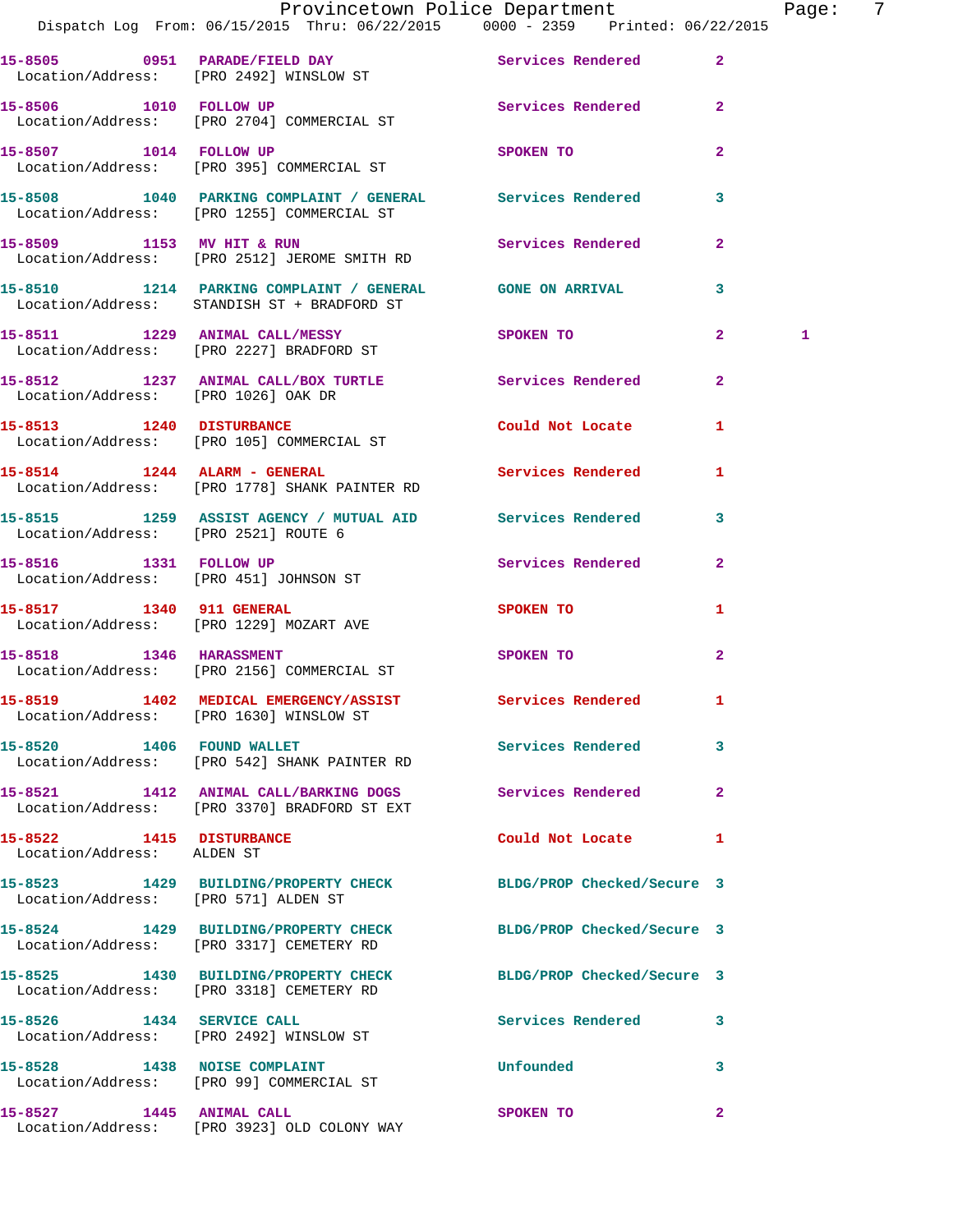15-8505 0951 PARADE/FIELD DAY Services Rendered 2
Location/Address: [PRO 2492] WINSLOW ST

15-8506 1010 FOLLOW UP Services Rendered 2
Location/Address: [PRO 2704] COMMERCIAL ST

15-8507 1014 FOLLOW UP SPOKEN TO 2
Location/Address: [PRO 395] COMMERCIAL ST

15-8508 1040 PARKING COMPLAINT / GENERAL Services Rendered 3
Location/Address: [PRO 1255] COMMERCIAL ST

15-8509 1153 MV HIT & RUN Services Rendered 2
Location/Address: [PRO 2512] JEROME SMITH RD

15-8510 1214 PARKING COMPLAINT / GENERAL GONE ON ARRIVAL 3
Location/Address: STANDISH ST + BRADFORD ST

15-8511 1229 ANIMAL CALL/MESSY SPOKEN TO 2 1
Location/Address: [PRO 2227] BRADFORD ST

15-8512 1237 ANIMAL CALL/BOX TURTLE Services Rendered 2
Location/Address: [PRO 1026] OAK DR

15-8513 1240 DISTURBANCE Could Not Locate 1
Location/Address: [PRO 105] COMMERCIAL ST

15-8514 1244 ALARM - GENERAL Services Rendered 1
Location/Address: [PRO 1778] SHANK PAINTER RD

15-8515 1259 ASSIST AGENCY / MUTUAL AID Services Rendered 3
Location/Address: [PRO 2521] ROUTE 6

15-8516 1331 FOLLOW UP Services Rendered 2
Location/Address: [PRO 451] JOHNSON ST

15-8517 1340 911 GENERAL SPOKEN TO 1
Location/Address: [PRO 1229] MOZART AVE

15-8518 1346 HARASSMENT SPOKEN TO 2
Location/Address: [PRO 2156] COMMERCIAL ST

15-8519 1402 MEDICAL EMERGENCY/ASSIST Services Rendered 1
Location/Address: [PRO 1630] WINSLOW ST

15-8520 1406 FOUND WALLET Services Rendered 3
Location/Address: [PRO 542] SHANK PAINTER RD

15-8521 1412 ANIMAL CALL/BARKING DOGS Services Rendered 2
Location/Address: [PRO 3370] BRADFORD ST EXT

15-8522 1415 DISTURBANCE Could Not Locate 1
Location/Address: ALDEN ST

15-8523 1429 BUILDING/PROPERTY CHECK BLDG/PROP Checked/Secure 3
Location/Address: [PRO 571] ALDEN ST

15-8524 1429 BUILDING/PROPERTY CHECK BLDG/PROP Checked/Secure 3
Location/Address: [PRO 3317] CEMETERY RD

15-8525 1430 BUILDING/PROPERTY CHECK BLDG/PROP Checked/Secure 3
Location/Address: [PRO 3318] CEMETERY RD

15-8526 1434 SERVICE CALL Services Rendered 3
Location/Address: [PRO 2492] WINSLOW ST

15-8528 1438 NOISE COMPLAINT Unfounded 3
Location/Address: [PRO 99] COMMERCIAL ST

15-8527 1445 ANIMAL CALL SPOKEN TO 2
Location/Address: [PRO 3923] OLD COLONY WAY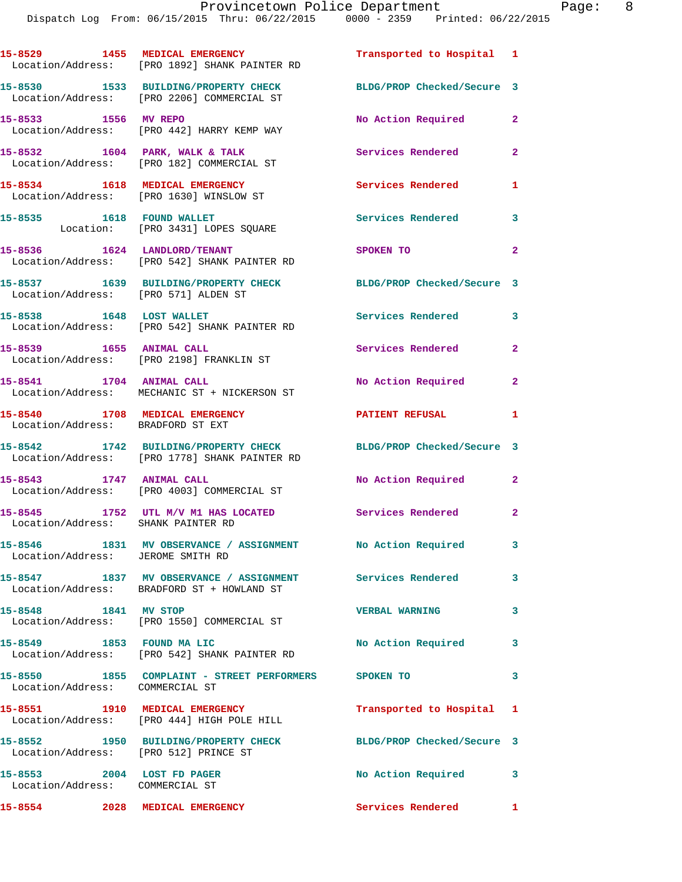15-8529 1455 MEDICAL EMERGENCY Transported to Hospital 1
Location/Address: [PRO 1892] SHANK PAINTER RD

15-8530 1533 BUILDING/PROPERTY CHECK BLDG/PROP Checked/Secure 3
Location/Address: [PRO 2206] COMMERCIAL ST

15-8533 1556 MV REPO No Action Required 2
Location/Address: [PRO 442] HARRY KEMP WAY

15-8532 1604 PARK, WALK & TALK Services Rendered 2
Location/Address: [PRO 182] COMMERCIAL ST

15-8534 1618 MEDICAL EMERGENCY Services Rendered 1
Location/Address: [PRO 1630] WINSLOW ST

15-8535 1618 FOUND WALLET Services Rendered 3
Location: [PRO 3431] LOPES SQUARE

15-8536 1624 LANDLORD/TENANT SPOKEN TO 2
Location/Address: [PRO 542] SHANK PAINTER RD

15-8537 1639 BUILDING/PROPERTY CHECK BLDG/PROP Checked/Secure 3
Location/Address: [PRO 571] ALDEN ST

15-8538 1648 LOST WALLET Services Rendered 3
Location/Address: [PRO 542] SHANK PAINTER RD

15-8539 1655 ANIMAL CALL Services Rendered 2
Location/Address: [PRO 2198] FRANKLIN ST

15-8541 1704 ANIMAL CALL No Action Required 2
Location/Address: MECHANIC ST + NICKERSON ST

15-8540 1708 MEDICAL EMERGENCY PATIENT REFUSAL 1
Location/Address: BRADFORD ST EXT

15-8542 1742 BUILDING/PROPERTY CHECK BLDG/PROP Checked/Secure 3
Location/Address: [PRO 1778] SHANK PAINTER RD

15-8543 1747 ANIMAL CALL No Action Required 2
Location/Address: [PRO 4003] COMMERCIAL ST

15-8545 1752 UTL M/V M1 HAS LOCATED Services Rendered 2
Location/Address: SHANK PAINTER RD

15-8546 1831 MV OBSERVANCE / ASSIGNMENT No Action Required 3
Location/Address: JEROME SMITH RD

15-8547 1837 MV OBSERVANCE / ASSIGNMENT Services Rendered 3
Location/Address: BRADFORD ST + HOWLAND ST

15-8548 1841 MV STOP VERBAL WARNING 3
Location/Address: [PRO 1550] COMMERCIAL ST

15-8549 1853 FOUND MA LIC No Action Required 3
Location/Address: [PRO 542] SHANK PAINTER RD

15-8550 1855 COMPLAINT - STREET PERFORMERS SPOKEN TO 3
Location/Address: COMMERCIAL ST

15-8551 1910 MEDICAL EMERGENCY Transported to Hospital 1
Location/Address: [PRO 444] HIGH POLE HILL

15-8552 1950 BUILDING/PROPERTY CHECK BLDG/PROP Checked/Secure 3
Location/Address: [PRO 512] PRINCE ST

15-8553 2004 LOST FD PAGER No Action Required 3
Location/Address: COMMERCIAL ST

15-8554 2028 MEDICAL EMERGENCY Services Rendered 1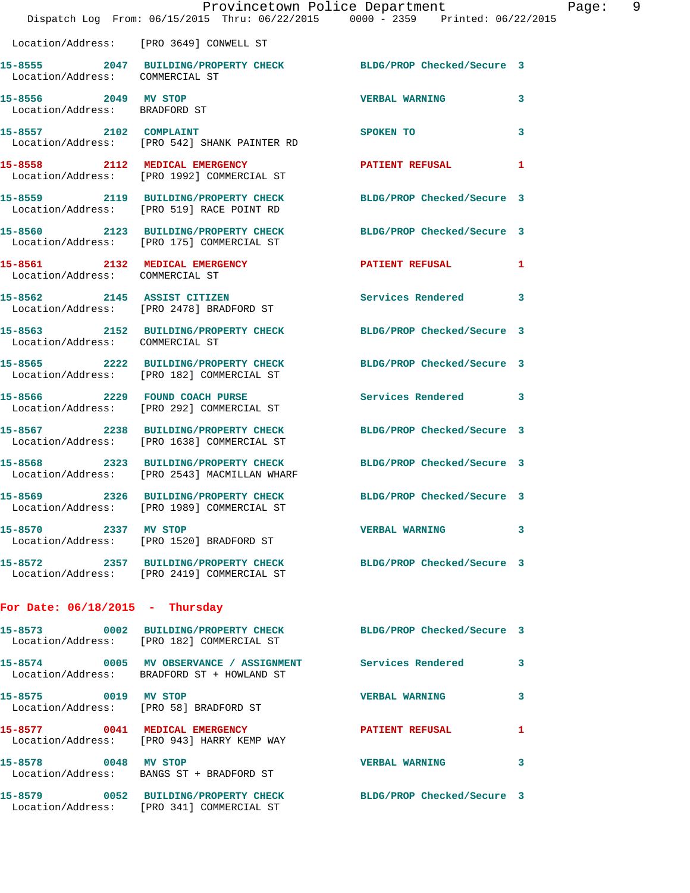Location/Address: [PRO 3649] CONWELL ST

15-8555 2047 BUILDING/PROPERTY CHECK BLDG/PROP Checked/Secure 3
Location/Address: COMMERCIAL ST

15-8556 2049 MV STOP VERBAL WARNING 3
Location/Address: BRADFORD ST

15-8557 2102 COMPLAINT SPOKEN TO 3
Location/Address: [PRO 542] SHANK PAINTER RD

15-8558 2112 MEDICAL EMERGENCY PATIENT REFUSAL 1
Location/Address: [PRO 1992] COMMERCIAL ST

15-8559 2119 BUILDING/PROPERTY CHECK BLDG/PROP Checked/Secure 3
Location/Address: [PRO 519] RACE POINT RD

15-8560 2123 BUILDING/PROPERTY CHECK BLDG/PROP Checked/Secure 3
Location/Address: [PRO 175] COMMERCIAL ST

15-8561 2132 MEDICAL EMERGENCY PATIENT REFUSAL 1
Location/Address: COMMERCIAL ST

15-8562 2145 ASSIST CITIZEN Services Rendered 3
Location/Address: [PRO 2478] BRADFORD ST

15-8563 2152 BUILDING/PROPERTY CHECK BLDG/PROP Checked/Secure 3
Location/Address: COMMERCIAL ST

15-8565 2222 BUILDING/PROPERTY CHECK BLDG/PROP Checked/Secure 3
Location/Address: [PRO 182] COMMERCIAL ST

15-8566 2229 FOUND COACH PURSE Services Rendered 3
Location/Address: [PRO 292] COMMERCIAL ST

15-8567 2238 BUILDING/PROPERTY CHECK BLDG/PROP Checked/Secure 3
Location/Address: [PRO 1638] COMMERCIAL ST

15-8568 2323 BUILDING/PROPERTY CHECK BLDG/PROP Checked/Secure 3
Location/Address: [PRO 2543] MACMILLAN WHARF

15-8569 2326 BUILDING/PROPERTY CHECK BLDG/PROP Checked/Secure 3
Location/Address: [PRO 1989] COMMERCIAL ST

15-8570 2337 MV STOP VERBAL WARNING 3
Location/Address: [PRO 1520] BRADFORD ST

15-8572 2357 BUILDING/PROPERTY CHECK BLDG/PROP Checked/Secure 3
Location/Address: [PRO 2419] COMMERCIAL ST

## For Date: 06/18/2015 - Thursday

15-8573 0002 BUILDING/PROPERTY CHECK BLDG/PROP Checked/Secure 3
Location/Address: [PRO 182] COMMERCIAL ST

15-8574 0005 MV OBSERVANCE / ASSIGNMENT Services Rendered 3
Location/Address: BRADFORD ST + HOWLAND ST

15-8575 0019 MV STOP VERBAL WARNING 3
Location/Address: [PRO 58] BRADFORD ST

15-8577 0041 MEDICAL EMERGENCY PATIENT REFUSAL 1
Location/Address: [PRO 943] HARRY KEMP WAY

15-8578 0048 MV STOP VERBAL WARNING 3
Location/Address: BANGS ST + BRADFORD ST

15-8579 0052 BUILDING/PROPERTY CHECK BLDG/PROP Checked/Secure 3
Location/Address: [PRO 341] COMMERCIAL ST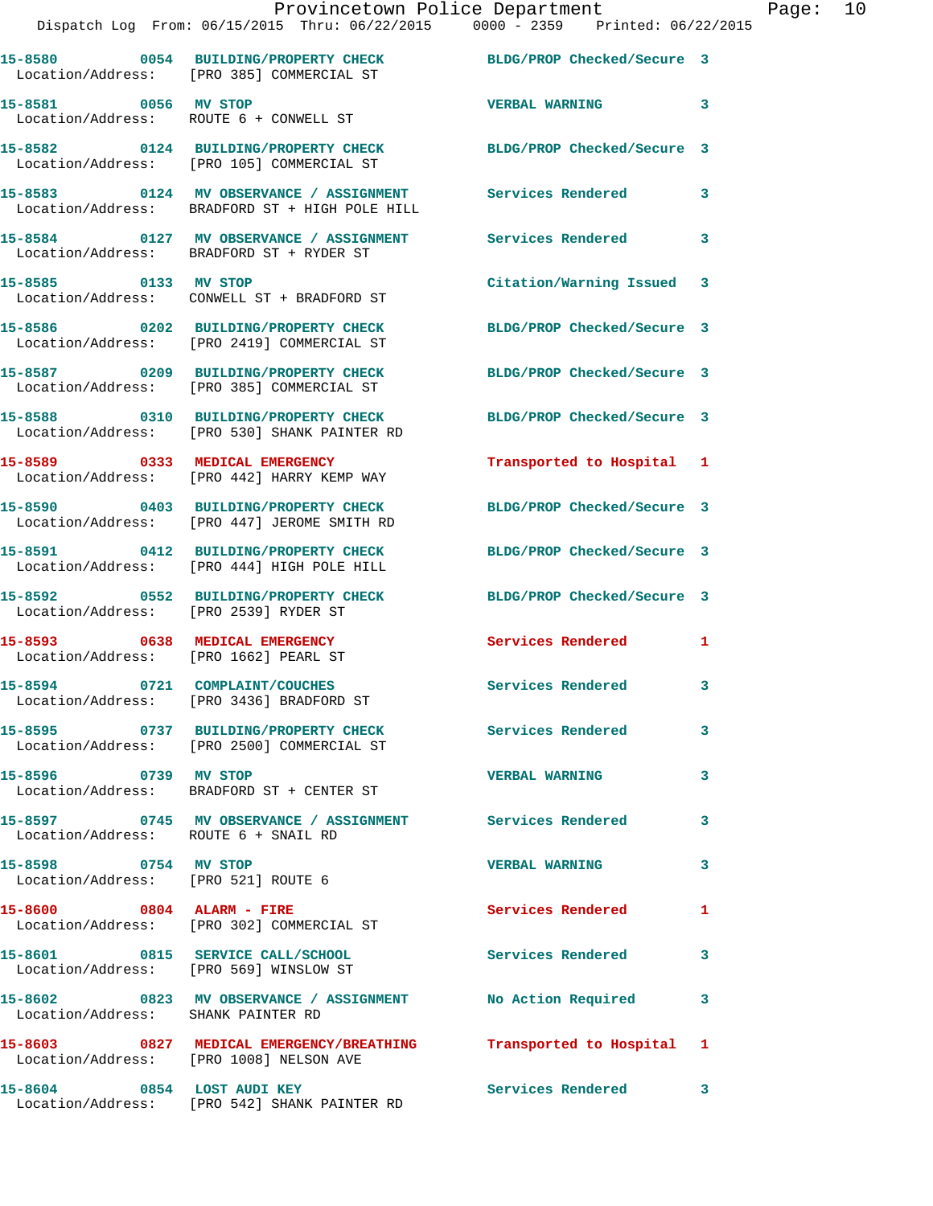Dispatch Log From: 06/15/2015 Thru: 06/22/2015 0000 - 2359 Printed: 06/22/2015

**15-8580 0054 BUILDING/PROPERTY CHECK** BLDG/PROP Checked/Secure 3
Location/Address: [PRO 385] COMMERCIAL ST

**15-8581 0056 MV STOP** VERBAL WARNING 3
Location/Address: ROUTE 6 + CONWELL ST

**15-8582 0124 BUILDING/PROPERTY CHECK** BLDG/PROP Checked/Secure 3
Location/Address: [PRO 105] COMMERCIAL ST

**15-8583 0124 MV OBSERVANCE / ASSIGNMENT** Services Rendered 3
Location/Address: BRADFORD ST + HIGH POLE HILL

**15-8584 0127 MV OBSERVANCE / ASSIGNMENT** Services Rendered 3
Location/Address: BRADFORD ST + RYDER ST

**15-8585 0133 MV STOP** Citation/Warning Issued 3
Location/Address: CONWELL ST + BRADFORD ST

**15-8586 0202 BUILDING/PROPERTY CHECK** BLDG/PROP Checked/Secure 3
Location/Address: [PRO 2419] COMMERCIAL ST

**15-8587 0209 BUILDING/PROPERTY CHECK** BLDG/PROP Checked/Secure 3
Location/Address: [PRO 385] COMMERCIAL ST

**15-8588 0310 BUILDING/PROPERTY CHECK** BLDG/PROP Checked/Secure 3
Location/Address: [PRO 530] SHANK PAINTER RD

**15-8589 0333 MEDICAL EMERGENCY** Transported to Hospital 1
Location/Address: [PRO 442] HARRY KEMP WAY

**15-8590 0403 BUILDING/PROPERTY CHECK** BLDG/PROP Checked/Secure 3
Location/Address: [PRO 447] JEROME SMITH RD

**15-8591 0412 BUILDING/PROPERTY CHECK** BLDG/PROP Checked/Secure 3
Location/Address: [PRO 444] HIGH POLE HILL

**15-8592 0552 BUILDING/PROPERTY CHECK** BLDG/PROP Checked/Secure 3
Location/Address: [PRO 2539] RYDER ST

**15-8593 0638 MEDICAL EMERGENCY** Services Rendered 1
Location/Address: [PRO 1662] PEARL ST

**15-8594 0721 COMPLAINT/COUCHES** Services Rendered 3
Location/Address: [PRO 3436] BRADFORD ST

**15-8595 0737 BUILDING/PROPERTY CHECK** Services Rendered 3
Location/Address: [PRO 2500] COMMERCIAL ST

**15-8596 0739 MV STOP** VERBAL WARNING 3
Location/Address: BRADFORD ST + CENTER ST

**15-8597 0745 MV OBSERVANCE / ASSIGNMENT** Services Rendered 3
Location/Address: ROUTE 6 + SNAIL RD

**15-8598 0754 MV STOP** VERBAL WARNING 3
Location/Address: [PRO 521] ROUTE 6

**15-8600 0804 ALARM - FIRE** Services Rendered 1
Location/Address: [PRO 302] COMMERCIAL ST

**15-8601 0815 SERVICE CALL/SCHOOL** Services Rendered 3
Location/Address: [PRO 569] WINSLOW ST

**15-8602 0823 MV OBSERVANCE / ASSIGNMENT** No Action Required 3
Location/Address: SHANK PAINTER RD

**15-8603 0827 MEDICAL EMERGENCY/BREATHING** Transported to Hospital 1
Location/Address: [PRO 1008] NELSON AVE

**15-8604 0854 LOST AUDI KEY** Services Rendered 3
Location/Address: [PRO 542] SHANK PAINTER RD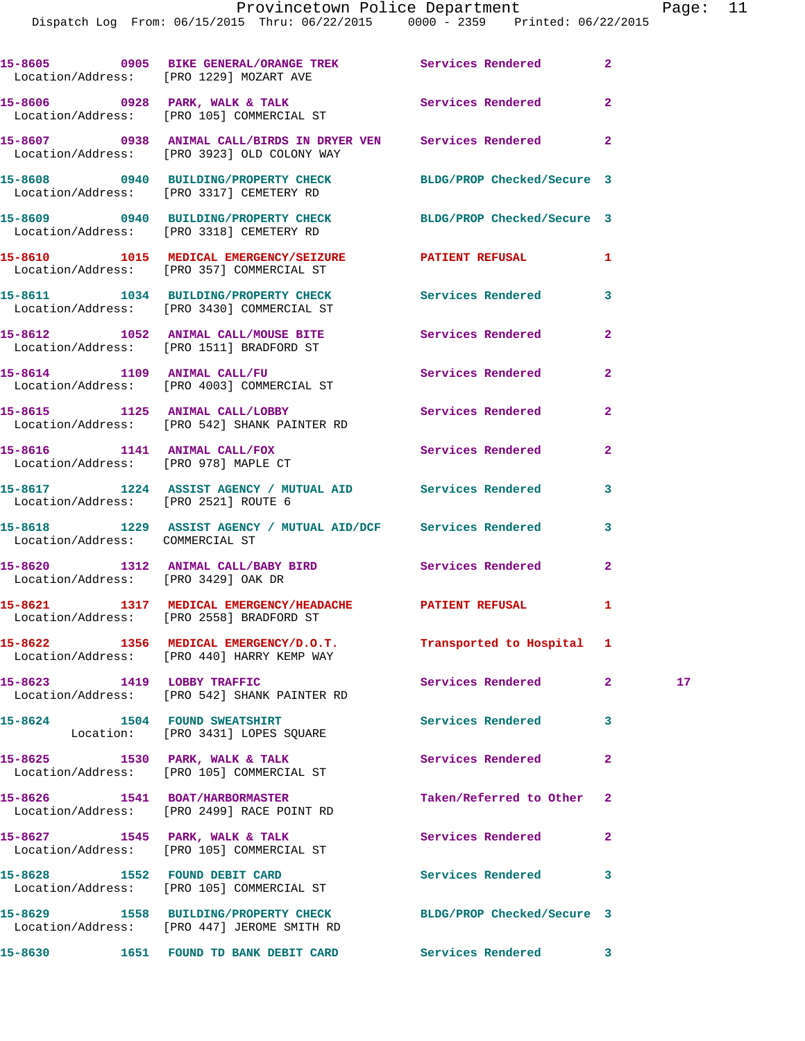15-8605 0905 BIKE GENERAL/ORANGE TREK Services Rendered 2
Location/Address: [PRO 1229] MOZART AVE

15-8606 0928 PARK, WALK & TALK Services Rendered 2
Location/Address: [PRO 105] COMMERCIAL ST

15-8607 0938 ANIMAL CALL/BIRDS IN DRYER VEN Services Rendered 2
Location/Address: [PRO 3923] OLD COLONY WAY

15-8608 0940 BUILDING/PROPERTY CHECK BLDG/PROP Checked/Secure 3
Location/Address: [PRO 3317] CEMETERY RD

15-8609 0940 BUILDING/PROPERTY CHECK BLDG/PROP Checked/Secure 3
Location/Address: [PRO 3318] CEMETERY RD

15-8610 1015 MEDICAL EMERGENCY/SEIZURE PATIENT REFUSAL 1
Location/Address: [PRO 357] COMMERCIAL ST

15-8611 1034 BUILDING/PROPERTY CHECK Services Rendered 3
Location/Address: [PRO 3430] COMMERCIAL ST

15-8612 1052 ANIMAL CALL/MOUSE BITE Services Rendered 2
Location/Address: [PRO 1511] BRADFORD ST

15-8614 1109 ANIMAL CALL/FU Services Rendered 2
Location/Address: [PRO 4003] COMMERCIAL ST

15-8615 1125 ANIMAL CALL/LOBBY Services Rendered 2
Location/Address: [PRO 542] SHANK PAINTER RD

15-8616 1141 ANIMAL CALL/FOX Services Rendered 2
Location/Address: [PRO 978] MAPLE CT

15-8617 1224 ASSIST AGENCY / MUTUAL AID Services Rendered 3
Location/Address: [PRO 2521] ROUTE 6

15-8618 1229 ASSIST AGENCY / MUTUAL AID/DCF Services Rendered 3
Location/Address: COMMERCIAL ST

15-8620 1312 ANIMAL CALL/BABY BIRD Services Rendered 2
Location/Address: [PRO 3429] OAK DR

15-8621 1317 MEDICAL EMERGENCY/HEADACHE PATIENT REFUSAL 1
Location/Address: [PRO 2558] BRADFORD ST

15-8622 1356 MEDICAL EMERGENCY/D.O.T. Transported to Hospital 1
Location/Address: [PRO 440] HARRY KEMP WAY

15-8623 1419 LOBBY TRAFFIC Services Rendered 2 17
Location/Address: [PRO 542] SHANK PAINTER RD

15-8624 1504 FOUND SWEATSHIRT Services Rendered 3
Location: [PRO 3431] LOPES SQUARE

15-8625 1530 PARK, WALK & TALK Services Rendered 2
Location/Address: [PRO 105] COMMERCIAL ST

15-8626 1541 BOAT/HARBORMASTER Taken/Referred to Other 2
Location/Address: [PRO 2499] RACE POINT RD

15-8627 1545 PARK, WALK & TALK Services Rendered 2
Location/Address: [PRO 105] COMMERCIAL ST

15-8628 1552 FOUND DEBIT CARD Services Rendered 3
Location/Address: [PRO 105] COMMERCIAL ST

15-8629 1558 BUILDING/PROPERTY CHECK BLDG/PROP Checked/Secure 3
Location/Address: [PRO 447] JEROME SMITH RD

15-8630 1651 FOUND TD BANK DEBIT CARD Services Rendered 3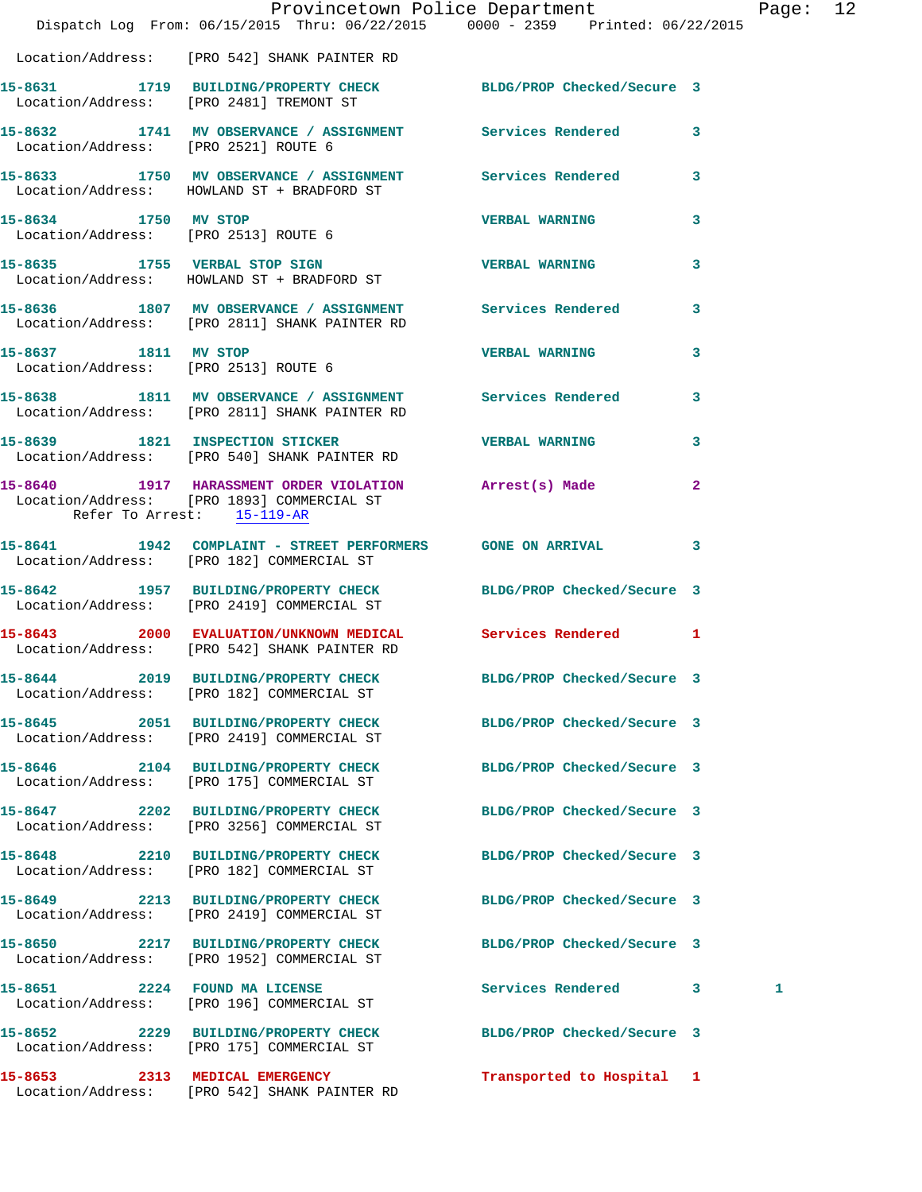Location/Address: [PRO 542] SHANK PAINTER RD

**15-8631 1719 BUILDING/PROPERTY CHECK** BLDG/PROP Checked/Secure 3
Location/Address: [PRO 2481] TREMONT ST

**15-8632 1741 MV OBSERVANCE / ASSIGNMENT** Services Rendered 3
Location/Address: [PRO 2521] ROUTE 6

**15-8633 1750 MV OBSERVANCE / ASSIGNMENT** Services Rendered 3
Location/Address: HOWLAND ST + BRADFORD ST

**15-8634 1750 MV STOP** VERBAL WARNING 3
Location/Address: [PRO 2513] ROUTE 6

**15-8635 1755 VERBAL STOP SIGN** VERBAL WARNING 3
Location/Address: HOWLAND ST + BRADFORD ST

**15-8636 1807 MV OBSERVANCE / ASSIGNMENT** Services Rendered 3
Location/Address: [PRO 2811] SHANK PAINTER RD

**15-8637 1811 MV STOP** VERBAL WARNING 3
Location/Address: [PRO 2513] ROUTE 6

**15-8638 1811 MV OBSERVANCE / ASSIGNMENT** Services Rendered 3
Location/Address: [PRO 2811] SHANK PAINTER RD

**15-8639 1821 INSPECTION STICKER** VERBAL WARNING 3
Location/Address: [PRO 540] SHANK PAINTER RD

**15-8640 1917 HARASSMENT ORDER VIOLATION** Arrest(s) Made 2
Location/Address: [PRO 1893] COMMERCIAL ST
Refer To Arrest: 15-119-AR

**15-8641 1942 COMPLAINT - STREET PERFORMERS** GONE ON ARRIVAL 3
Location/Address: [PRO 182] COMMERCIAL ST

**15-8642 1957 BUILDING/PROPERTY CHECK** BLDG/PROP Checked/Secure 3
Location/Address: [PRO 2419] COMMERCIAL ST

**15-8643 2000 EVALUATION/UNKNOWN MEDICAL** Services Rendered 1
Location/Address: [PRO 542] SHANK PAINTER RD

**15-8644 2019 BUILDING/PROPERTY CHECK** BLDG/PROP Checked/Secure 3
Location/Address: [PRO 182] COMMERCIAL ST

**15-8645 2051 BUILDING/PROPERTY CHECK** BLDG/PROP Checked/Secure 3
Location/Address: [PRO 2419] COMMERCIAL ST

**15-8646 2104 BUILDING/PROPERTY CHECK** BLDG/PROP Checked/Secure 3
Location/Address: [PRO 175] COMMERCIAL ST

**15-8647 2202 BUILDING/PROPERTY CHECK** BLDG/PROP Checked/Secure 3
Location/Address: [PRO 3256] COMMERCIAL ST

**15-8648 2210 BUILDING/PROPERTY CHECK** BLDG/PROP Checked/Secure 3
Location/Address: [PRO 182] COMMERCIAL ST

**15-8649 2213 BUILDING/PROPERTY CHECK** BLDG/PROP Checked/Secure 3
Location/Address: [PRO 2419] COMMERCIAL ST

**15-8650 2217 BUILDING/PROPERTY CHECK** BLDG/PROP Checked/Secure 3
Location/Address: [PRO 1952] COMMERCIAL ST

**15-8651 2224 FOUND MA LICENSE** Services Rendered 3 1
Location/Address: [PRO 196] COMMERCIAL ST

**15-8652 2229 BUILDING/PROPERTY CHECK** BLDG/PROP Checked/Secure 3
Location/Address: [PRO 175] COMMERCIAL ST

**15-8653 2313 MEDICAL EMERGENCY** Transported to Hospital 1
Location/Address: [PRO 542] SHANK PAINTER RD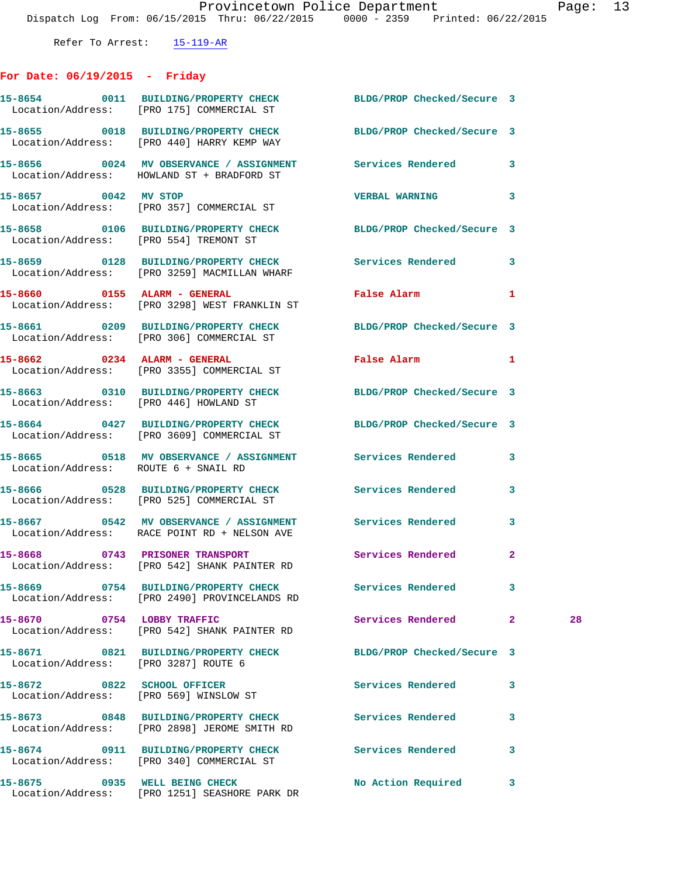Refer To Arrest: 15-119-AR

## For Date: 06/19/2015 - Friday

**15-8654 0011 BUILDING/PROPERTY CHECK** BLDG/PROP Checked/Secure 3
Location/Address: [PRO 175] COMMERCIAL ST

**15-8655 0018 BUILDING/PROPERTY CHECK** BLDG/PROP Checked/Secure 3
Location/Address: [PRO 440] HARRY KEMP WAY

**15-8656 0024 MV OBSERVANCE / ASSIGNMENT** Services Rendered 3
Location/Address: HOWLAND ST + BRADFORD ST

**15-8657 0042 MV STOP** VERBAL WARNING 3
Location/Address: [PRO 357] COMMERCIAL ST

**15-8658 0106 BUILDING/PROPERTY CHECK** BLDG/PROP Checked/Secure 3
Location/Address: [PRO 554] TREMONT ST

**15-8659 0128 BUILDING/PROPERTY CHECK** Services Rendered 3
Location/Address: [PRO 3259] MACMILLAN WHARF

**15-8660 0155 ALARM - GENERAL** False Alarm 1
Location/Address: [PRO 3298] WEST FRANKLIN ST

**15-8661 0209 BUILDING/PROPERTY CHECK** BLDG/PROP Checked/Secure 3
Location/Address: [PRO 306] COMMERCIAL ST

**15-8662 0234 ALARM - GENERAL** False Alarm 1
Location/Address: [PRO 3355] COMMERCIAL ST

**15-8663 0310 BUILDING/PROPERTY CHECK** BLDG/PROP Checked/Secure 3
Location/Address: [PRO 446] HOWLAND ST

**15-8664 0427 BUILDING/PROPERTY CHECK** BLDG/PROP Checked/Secure 3
Location/Address: [PRO 3609] COMMERCIAL ST

**15-8665 0518 MV OBSERVANCE / ASSIGNMENT** Services Rendered 3
Location/Address: ROUTE 6 + SNAIL RD

**15-8666 0528 BUILDING/PROPERTY CHECK** Services Rendered 3
Location/Address: [PRO 525] COMMERCIAL ST

**15-8667 0542 MV OBSERVANCE / ASSIGNMENT** Services Rendered 3
Location/Address: RACE POINT RD + NELSON AVE

**15-8668 0743 PRISONER TRANSPORT** Services Rendered 2
Location/Address: [PRO 542] SHANK PAINTER RD

**15-8669 0754 BUILDING/PROPERTY CHECK** Services Rendered 3
Location/Address: [PRO 2490] PROVINCELANDS RD

**15-8670 0754 LOBBY TRAFFIC** Services Rendered 2 28
Location/Address: [PRO 542] SHANK PAINTER RD

**15-8671 0821 BUILDING/PROPERTY CHECK** BLDG/PROP Checked/Secure 3
Location/Address: [PRO 3287] ROUTE 6

**15-8672 0822 SCHOOL OFFICER** Services Rendered 3
Location/Address: [PRO 569] WINSLOW ST

**15-8673 0848 BUILDING/PROPERTY CHECK** Services Rendered 3
Location/Address: [PRO 2898] JEROME SMITH RD

**15-8674 0911 BUILDING/PROPERTY CHECK** Services Rendered 3
Location/Address: [PRO 340] COMMERCIAL ST

**15-8675 0935 WELL BEING CHECK** No Action Required 3
Location/Address: [PRO 1251] SEASHORE PARK DR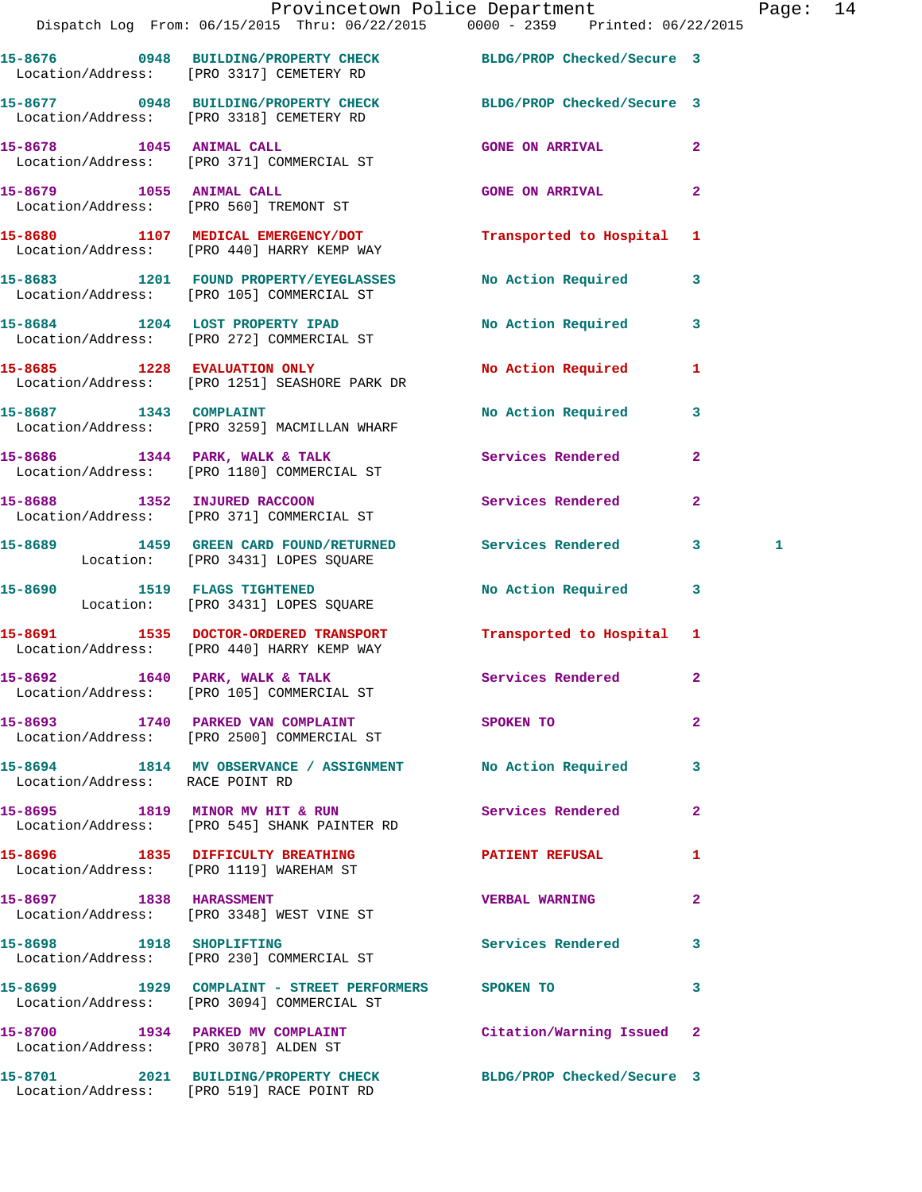15-8676 0948 BUILDING/PROPERTY CHECK BLDG/PROP Checked/Secure 3
Location/Address: [PRO 3317] CEMETERY RD

15-8677 0948 BUILDING/PROPERTY CHECK BLDG/PROP Checked/Secure 3
Location/Address: [PRO 3318] CEMETERY RD

15-8678 1045 ANIMAL CALL GONE ON ARRIVAL 2
Location/Address: [PRO 371] COMMERCIAL ST

15-8679 1055 ANIMAL CALL GONE ON ARRIVAL 2
Location/Address: [PRO 560] TREMONT ST

15-8680 1107 MEDICAL EMERGENCY/DOT Transported to Hospital 1
Location/Address: [PRO 440] HARRY KEMP WAY

15-8683 1201 FOUND PROPERTY/EYEGLASSES No Action Required 3
Location/Address: [PRO 105] COMMERCIAL ST

15-8684 1204 LOST PROPERTY IPAD No Action Required 3
Location/Address: [PRO 272] COMMERCIAL ST

15-8685 1228 EVALUATION ONLY No Action Required 1
Location/Address: [PRO 1251] SEASHORE PARK DR

15-8687 1343 COMPLAINT No Action Required 3
Location/Address: [PRO 3259] MACMILLAN WHARF

15-8686 1344 PARK, WALK & TALK Services Rendered 2
Location/Address: [PRO 1180] COMMERCIAL ST

15-8688 1352 INJURED RACCOON Services Rendered 2
Location/Address: [PRO 371] COMMERCIAL ST

15-8689 1459 GREEN CARD FOUND/RETURNED Services Rendered 3 1
Location: [PRO 3431] LOPES SQUARE

15-8690 1519 FLAGS TIGHTENED No Action Required 3
Location: [PRO 3431] LOPES SQUARE

15-8691 1535 DOCTOR-ORDERED TRANSPORT Transported to Hospital 1
Location/Address: [PRO 440] HARRY KEMP WAY

15-8692 1640 PARK, WALK & TALK Services Rendered 2
Location/Address: [PRO 105] COMMERCIAL ST

15-8693 1740 PARKED VAN COMPLAINT SPOKEN TO 2
Location/Address: [PRO 2500] COMMERCIAL ST

15-8694 1814 MV OBSERVANCE / ASSIGNMENT No Action Required 3
Location/Address: RACE POINT RD

15-8695 1819 MINOR MV HIT & RUN Services Rendered 2
Location/Address: [PRO 545] SHANK PAINTER RD

15-8696 1835 DIFFICULTY BREATHING PATIENT REFUSAL 1
Location/Address: [PRO 1119] WAREHAM ST

15-8697 1838 HARASSMENT VERBAL WARNING 2
Location/Address: [PRO 3348] WEST VINE ST

15-8698 1918 SHOPLIFTING Services Rendered 3
Location/Address: [PRO 230] COMMERCIAL ST

15-8699 1929 COMPLAINT - STREET PERFORMERS SPOKEN TO 3
Location/Address: [PRO 3094] COMMERCIAL ST

15-8700 1934 PARKED MV COMPLAINT Citation/Warning Issued 2
Location/Address: [PRO 3078] ALDEN ST

15-8701 2021 BUILDING/PROPERTY CHECK BLDG/PROP Checked/Secure 3
Location/Address: [PRO 519] RACE POINT RD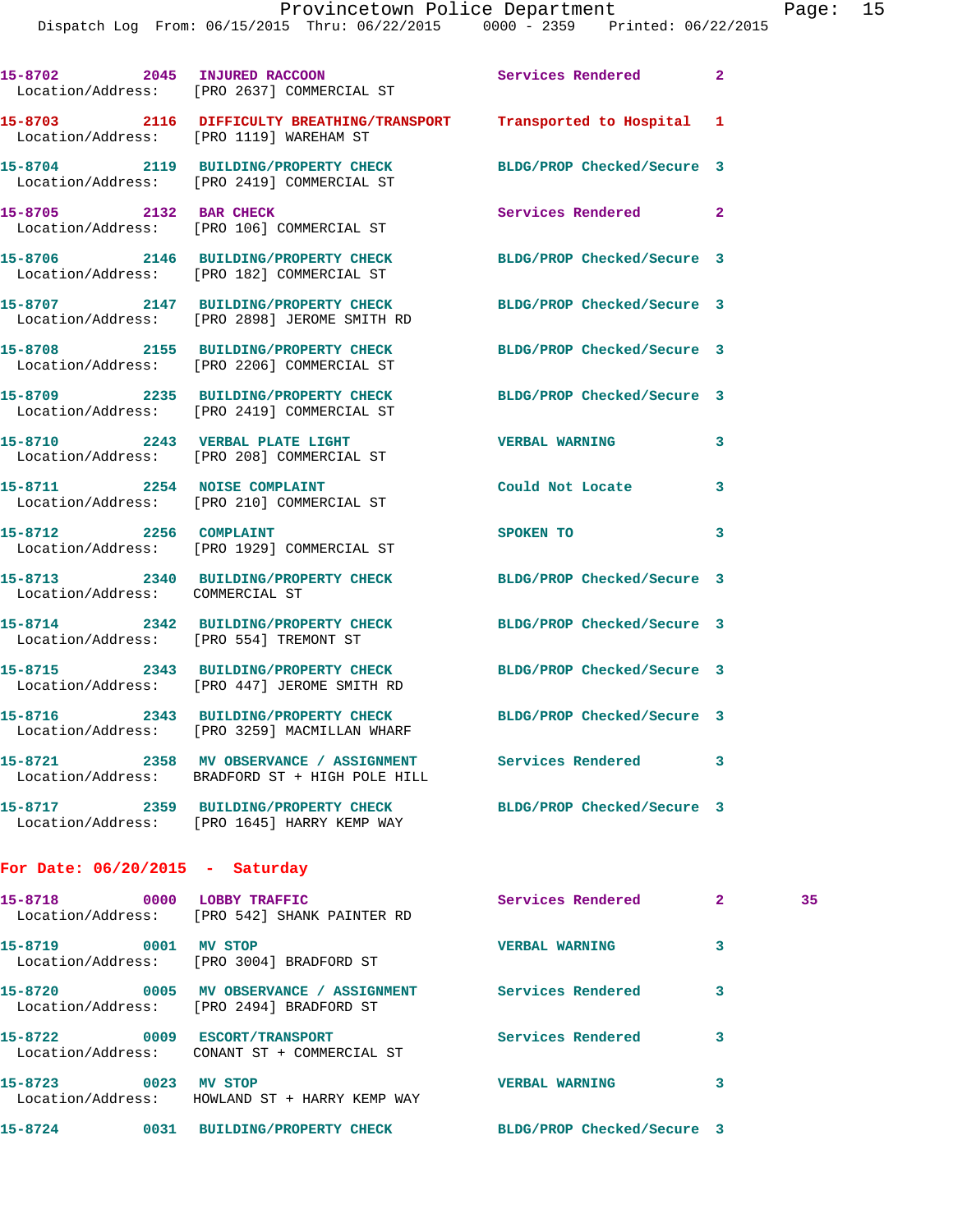15-8702 2045 INJURED RACCOON Services Rendered 2
Location/Address: [PRO 2637] COMMERCIAL ST

15-8703 2116 DIFFICULTY BREATHING/TRANSPORT Transported to Hospital 1
Location/Address: [PRO 1119] WAREHAM ST

15-8704 2119 BUILDING/PROPERTY CHECK BLDG/PROP Checked/Secure 3
Location/Address: [PRO 2419] COMMERCIAL ST

15-8705 2132 BAR CHECK Services Rendered 2
Location/Address: [PRO 106] COMMERCIAL ST

15-8706 2146 BUILDING/PROPERTY CHECK BLDG/PROP Checked/Secure 3
Location/Address: [PRO 182] COMMERCIAL ST

15-8707 2147 BUILDING/PROPERTY CHECK BLDG/PROP Checked/Secure 3
Location/Address: [PRO 2898] JEROME SMITH RD

15-8708 2155 BUILDING/PROPERTY CHECK BLDG/PROP Checked/Secure 3
Location/Address: [PRO 2206] COMMERCIAL ST

15-8709 2235 BUILDING/PROPERTY CHECK BLDG/PROP Checked/Secure 3
Location/Address: [PRO 2419] COMMERCIAL ST

15-8710 2243 VERBAL PLATE LIGHT VERBAL WARNING 3
Location/Address: [PRO 208] COMMERCIAL ST

15-8711 2254 NOISE COMPLAINT Could Not Locate 3
Location/Address: [PRO 210] COMMERCIAL ST

15-8712 2256 COMPLAINT SPOKEN TO 3
Location/Address: [PRO 1929] COMMERCIAL ST

15-8713 2340 BUILDING/PROPERTY CHECK BLDG/PROP Checked/Secure 3
Location/Address: COMMERCIAL ST

15-8714 2342 BUILDING/PROPERTY CHECK BLDG/PROP Checked/Secure 3
Location/Address: [PRO 554] TREMONT ST

15-8715 2343 BUILDING/PROPERTY CHECK BLDG/PROP Checked/Secure 3
Location/Address: [PRO 447] JEROME SMITH RD

15-8716 2343 BUILDING/PROPERTY CHECK BLDG/PROP Checked/Secure 3
Location/Address: [PRO 3259] MACMILLAN WHARF

15-8721 2358 MV OBSERVATION / ASSIGNMENT Services Rendered 3
Location/Address: BRADFORD ST + HIGH POLE HILL

15-8717 2359 BUILDING/PROPERTY CHECK BLDG/PROP Checked/Secure 3
Location/Address: [PRO 1645] HARRY KEMP WAY

**For Date: 06/20/2015 - Saturday**

15-8718 0000 LOBBY TRAFFIC Services Rendered 2 35
Location/Address: [PRO 542] SHANK PAINTER RD

15-8719 0001 MV STOP VERBAL WARNING 3
Location/Address: [PRO 3004] BRADFORD ST

15-8720 0005 MV OBSERVATION / ASSIGNMENT Services Rendered 3
Location/Address: [PRO 2494] BRADFORD ST

15-8722 0009 ESCORT/TRANSPORT Services Rendered 3
Location/Address: CONANT ST + COMMERCIAL ST

15-8723 0023 MV STOP VERBAL WARNING 3
Location/Address: HOWLAND ST + HARRY KEMP WAY

15-8724 0031 BUILDING/PROPERTY CHECK BLDG/PROP Checked/Secure 3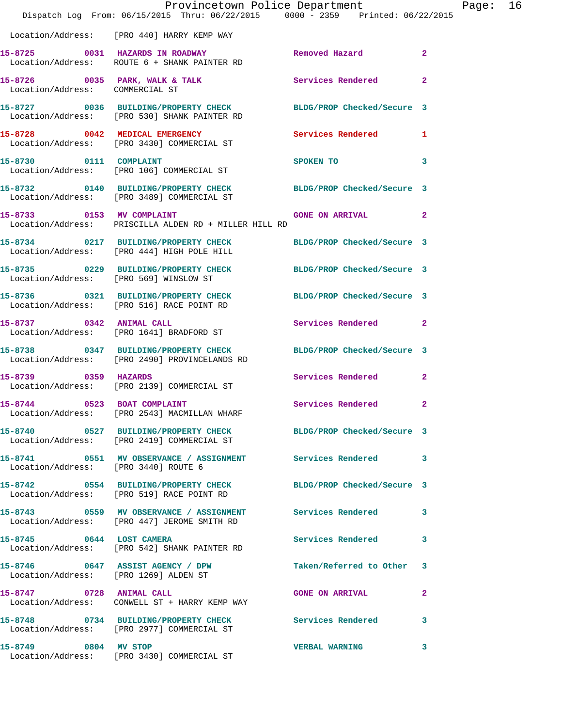Location/Address: [PRO 440] HARRY KEMP WAY

**15-8725 0031 HAZARDS IN ROADWAY** Removed Hazard 2
Location/Address: ROUTE 6 + SHANK PAINTER RD

**15-8726 0035 PARK, WALK & TALK** Services Rendered 2
Location/Address: COMMERCIAL ST

**15-8727 0036 BUILDING/PROPERTY CHECK** BLDG/PROP Checked/Secure 3
Location/Address: [PRO 530] SHANK PAINTER RD

**15-8728 0042 MEDICAL EMERGENCY** Services Rendered 1
Location/Address: [PRO 3430] COMMERCIAL ST

**15-8730 0111 COMPLAINT** SPOKEN TO 3
Location/Address: [PRO 106] COMMERCIAL ST

**15-8732 0140 BUILDING/PROPERTY CHECK** BLDG/PROP Checked/Secure 3
Location/Address: [PRO 3489] COMMERCIAL ST

**15-8733 0153 MV COMPLAINT** GONE ON ARRIVAL 2
Location/Address: PRISCILLA ALDEN RD + MILLER HILL RD

**15-8734 0217 BUILDING/PROPERTY CHECK** BLDG/PROP Checked/Secure 3
Location/Address: [PRO 444] HIGH POLE HILL

**15-8735 0229 BUILDING/PROPERTY CHECK** BLDG/PROP Checked/Secure 3
Location/Address: [PRO 569] WINSLOW ST

**15-8736 0321 BUILDING/PROPERTY CHECK** BLDG/PROP Checked/Secure 3
Location/Address: [PRO 516] RACE POINT RD

**15-8737 0342 ANIMAL CALL** Services Rendered 2
Location/Address: [PRO 1641] BRADFORD ST

**15-8738 0347 BUILDING/PROPERTY CHECK** BLDG/PROP Checked/Secure 3
Location/Address: [PRO 2490] PROVINCELANDS RD

**15-8739 0359 HAZARDS** Services Rendered 2
Location/Address: [PRO 2139] COMMERCIAL ST

**15-8744 0523 BOAT COMPLAINT** Services Rendered 2
Location/Address: [PRO 2543] MACMILLAN WHARF

**15-8740 0527 BUILDING/PROPERTY CHECK** BLDG/PROP Checked/Secure 3
Location/Address: [PRO 2419] COMMERCIAL ST

**15-8741 0551 MV OBSERVANCE / ASSIGNMENT** Services Rendered 3
Location/Address: [PRO 3440] ROUTE 6

**15-8742 0554 BUILDING/PROPERTY CHECK** BLDG/PROP Checked/Secure 3
Location/Address: [PRO 519] RACE POINT RD

**15-8743 0559 MV OBSERVANCE / ASSIGNMENT** Services Rendered 3
Location/Address: [PRO 447] JEROME SMITH RD

**15-8745 0644 LOST CAMERA** Services Rendered 3
Location/Address: [PRO 542] SHANK PAINTER RD

**15-8746 0647 ASSIST AGENCY / DPW** Taken/Referred to Other 3
Location/Address: [PRO 1269] ALDEN ST

**15-8747 0728 ANIMAL CALL** GONE ON ARRIVAL 2
Location/Address: CONWELL ST + HARRY KEMP WAY

**15-8748 0734 BUILDING/PROPERTY CHECK** Services Rendered 3
Location/Address: [PRO 2977] COMMERCIAL ST

**15-8749 0804 MV STOP** VERBAL WARNING 3
Location/Address: [PRO 3430] COMMERCIAL ST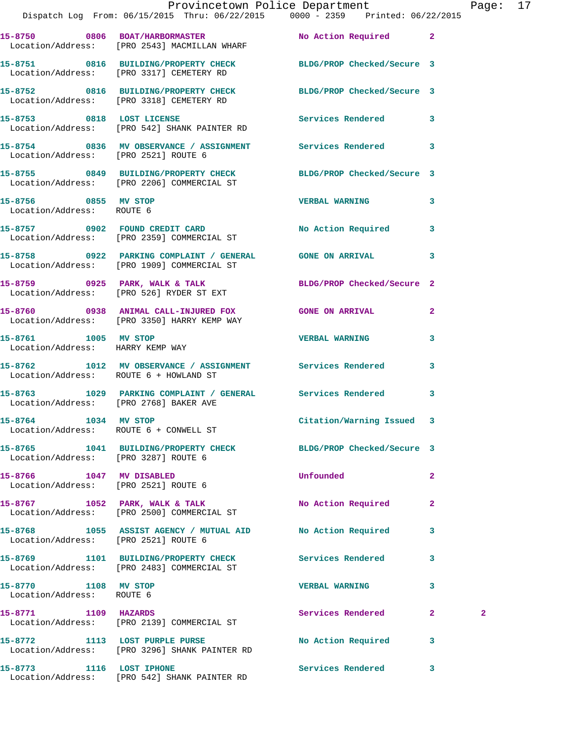15-8750 0806 BOAT/HARBORMASTER No Action Required 2
Location/Address: [PRO 2543] MACMILLAN WHARF

15-8751 0816 BUILDING/PROPERTY CHECK BLDG/PROP Checked/Secure 3
Location/Address: [PRO 3317] CEMETERY RD

15-8752 0816 BUILDING/PROPERTY CHECK BLDG/PROP Checked/Secure 3
Location/Address: [PRO 3318] CEMETERY RD

15-8753 0818 LOST LICENSE Services Rendered 3
Location/Address: [PRO 542] SHANK PAINTER RD

15-8754 0836 MV OBSERVANCE / ASSIGNMENT Services Rendered 3
Location/Address: [PRO 2521] ROUTE 6

15-8755 0849 BUILDING/PROPERTY CHECK BLDG/PROP Checked/Secure 3
Location/Address: [PRO 2206] COMMERCIAL ST

15-8756 0855 MV STOP VERBAL WARNING 3
Location/Address: ROUTE 6

15-8757 0902 FOUND CREDIT CARD No Action Required 3
Location/Address: [PRO 2359] COMMERCIAL ST

15-8758 0922 PARKING COMPLAINT / GENERAL GONE ON ARRIVAL 3
Location/Address: [PRO 1909] COMMERCIAL ST

15-8759 0925 PARK, WALK & TALK BLDG/PROP Checked/Secure 2
Location/Address: [PRO 526] RYDER ST EXT

15-8760 0938 ANIMAL CALL-INJURED FOX GONE ON ARRIVAL 2
Location/Address: [PRO 3350] HARRY KEMP WAY

15-8761 1005 MV STOP VERBAL WARNING 3
Location/Address: HARRY KEMP WAY

15-8762 1012 MV OBSERVANCE / ASSIGNMENT Services Rendered 3
Location/Address: ROUTE 6 + HOWLAND ST

15-8763 1029 PARKING COMPLAINT / GENERAL Services Rendered 3
Location/Address: [PRO 2768] BAKER AVE

15-8764 1034 MV STOP Citation/Warning Issued 3
Location/Address: ROUTE 6 + CONWELL ST

15-8765 1041 BUILDING/PROPERTY CHECK BLDG/PROP Checked/Secure 3
Location/Address: [PRO 3287] ROUTE 6

15-8766 1047 MV DISABLED Unfounded 2
Location/Address: [PRO 2521] ROUTE 6

15-8767 1052 PARK, WALK & TALK No Action Required 2
Location/Address: [PRO 2500] COMMERCIAL ST

15-8768 1055 ASSIST AGENCY / MUTUAL AID No Action Required 3
Location/Address: [PRO 2521] ROUTE 6

15-8769 1101 BUILDING/PROPERTY CHECK Services Rendered 3
Location/Address: [PRO 2483] COMMERCIAL ST

15-8770 1108 MV STOP VERBAL WARNING 3
Location/Address: ROUTE 6

15-8771 1109 HAZARDS Services Rendered 2 2
Location/Address: [PRO 2139] COMMERCIAL ST

15-8772 1113 LOST PURPLE PURSE No Action Required 3
Location/Address: [PRO 3296] SHANK PAINTER RD

15-8773 1116 LOST IPHONE Services Rendered 3
Location/Address: [PRO 542] SHANK PAINTER RD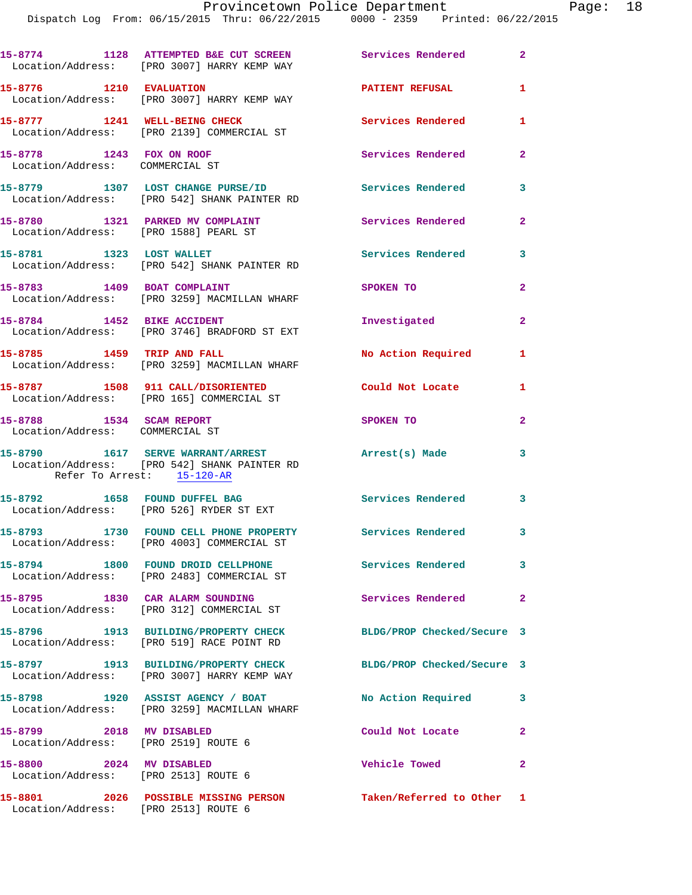15-8774 1128 ATTEMPTED B&E CUT SCREEN Services Rendered 2
Location/Address: [PRO 3007] HARRY KEMP WAY

15-8776 1210 EVALUATION PATIENT REFUSAL 1
Location/Address: [PRO 3007] HARRY KEMP WAY

15-8777 1241 WELL-BEING CHECK Services Rendered 1
Location/Address: [PRO 2139] COMMERCIAL ST

15-8778 1243 FOX ON ROOF Services Rendered 2
Location/Address: COMMERCIAL ST

15-8779 1307 LOST CHANGE PURSE/ID Services Rendered 3
Location/Address: [PRO 542] SHANK PAINTER RD

15-8780 1321 PARKED MV COMPLAINT Services Rendered 2
Location/Address: [PRO 1588] PEARL ST

15-8781 1323 LOST WALLET Services Rendered 3
Location/Address: [PRO 542] SHANK PAINTER RD

15-8783 1409 BOAT COMPLAINT SPOKEN TO 2
Location/Address: [PRO 3259] MACMILLAN WHARF

15-8784 1452 BIKE ACCIDENT Investigated 2
Location/Address: [PRO 3746] BRADFORD ST EXT

15-8785 1459 TRIP AND FALL No Action Required 1
Location/Address: [PRO 3259] MACMILLAN WHARF

15-8787 1508 911 CALL/DISORIENTED Could Not Locate 1
Location/Address: [PRO 165] COMMERCIAL ST

15-8788 1534 SCAM REPORT SPOKEN TO 2
Location/Address: COMMERCIAL ST

15-8790 1617 SERVE WARRANT/ARREST Arrest(s) Made 3
Location/Address: [PRO 542] SHANK PAINTER RD
Refer To Arrest: 15-120-AR

15-8792 1658 FOUND DUFFEL BAG Services Rendered 3
Location/Address: [PRO 526] RYDER ST EXT

15-8793 1730 FOUND CELL PHONE PROPERTY Services Rendered 3
Location/Address: [PRO 4003] COMMERCIAL ST

15-8794 1800 FOUND DROID CELLPHONE Services Rendered 3
Location/Address: [PRO 2483] COMMERCIAL ST

15-8795 1830 CAR ALARM SOUNDING Services Rendered 2
Location/Address: [PRO 312] COMMERCIAL ST

15-8796 1913 BUILDING/PROPERTY CHECK BLDG/PROP Checked/Secure 3
Location/Address: [PRO 519] RACE POINT RD

15-8797 1913 BUILDING/PROPERTY CHECK BLDG/PROP Checked/Secure 3
Location/Address: [PRO 3007] HARRY KEMP WAY

15-8798 1920 ASSIST AGENCY / BOAT No Action Required 3
Location/Address: [PRO 3259] MACMILLAN WHARF

15-8799 2018 MV DISABLED Could Not Locate 2
Location/Address: [PRO 2519] ROUTE 6

15-8800 2024 MV DISABLED Vehicle Towed 2
Location/Address: [PRO 2513] ROUTE 6

15-8801 2026 POSSIBLE MISSING PERSON Taken/Referred to Other 1
Location/Address: [PRO 2513] ROUTE 6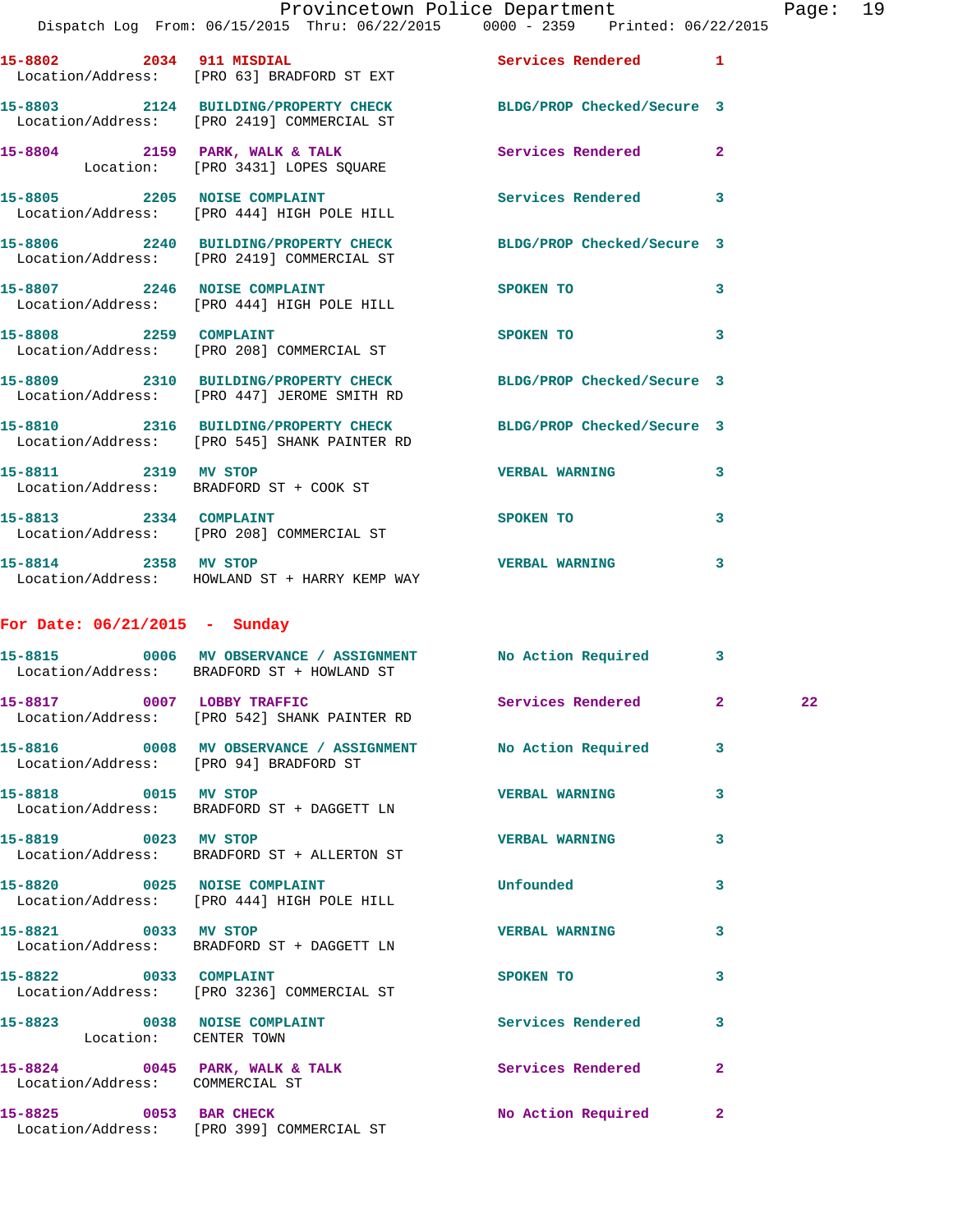15-8802 2034 911 MISDIAL Services Rendered 1
Location/Address: [PRO 63] BRADFORD ST EXT

15-8803 2124 BUILDING/PROPERTY CHECK BLDG/PROP Checked/Secure 3
Location/Address: [PRO 2419] COMMERCIAL ST

15-8804 2159 PARK, WALK & TALK Services Rendered 2
Location: [PRO 3431] LOPES SQUARE

15-8805 2205 NOISE COMPLAINT Services Rendered 3
Location/Address: [PRO 444] HIGH POLE HILL

15-8806 2240 BUILDING/PROPERTY CHECK BLDG/PROP Checked/Secure 3
Location/Address: [PRO 2419] COMMERCIAL ST

15-8807 2246 NOISE COMPLAINT SPOKEN TO 3
Location/Address: [PRO 444] HIGH POLE HILL

15-8808 2259 COMPLAINT SPOKEN TO 3
Location/Address: [PRO 208] COMMERCIAL ST

15-8809 2310 BUILDING/PROPERTY CHECK BLDG/PROP Checked/Secure 3
Location/Address: [PRO 447] JEROME SMITH RD

15-8810 2316 BUILDING/PROPERTY CHECK BLDG/PROP Checked/Secure 3
Location/Address: [PRO 545] SHANK PAINTER RD

15-8811 2319 MV STOP VERBAL WARNING 3
Location/Address: BRADFORD ST + COOK ST

15-8813 2334 COMPLAINT SPOKEN TO 3
Location/Address: [PRO 208] COMMERCIAL ST

15-8814 2358 MV STOP VERBAL WARNING 3
Location/Address: HOWLAND ST + HARRY KEMP WAY

**For Date: 06/21/2015 - Sunday**

15-8815 0006 MV OBSERVANCE / ASSIGNMENT No Action Required 3
Location/Address: BRADFORD ST + HOWLAND ST

15-8817 0007 LOBBY TRAFFIC Services Rendered 2 22
Location/Address: [PRO 542] SHANK PAINTER RD

15-8816 0008 MV OBSERVANCE / ASSIGNMENT No Action Required 3
Location/Address: [PRO 94] BRADFORD ST

15-8818 0015 MV STOP VERBAL WARNING 3
Location/Address: BRADFORD ST + DAGGETT LN

15-8819 0023 MV STOP VERBAL WARNING 3
Location/Address: BRADFORD ST + ALLERTON ST

15-8820 0025 NOISE COMPLAINT Unfounded 3
Location/Address: [PRO 444] HIGH POLE HILL

15-8821 0033 MV STOP VERBAL WARNING 3
Location/Address: BRADFORD ST + DAGGETT LN

15-8822 0033 COMPLAINT SPOKEN TO 3
Location/Address: [PRO 3236] COMMERCIAL ST

15-8823 0038 NOISE COMPLAINT Services Rendered 3
Location: CENTER TOWN

15-8824 0045 PARK, WALK & TALK Services Rendered 2
Location/Address: COMMERCIAL ST

15-8825 0053 BAR CHECK No Action Required 2
Location/Address: [PRO 399] COMMERCIAL ST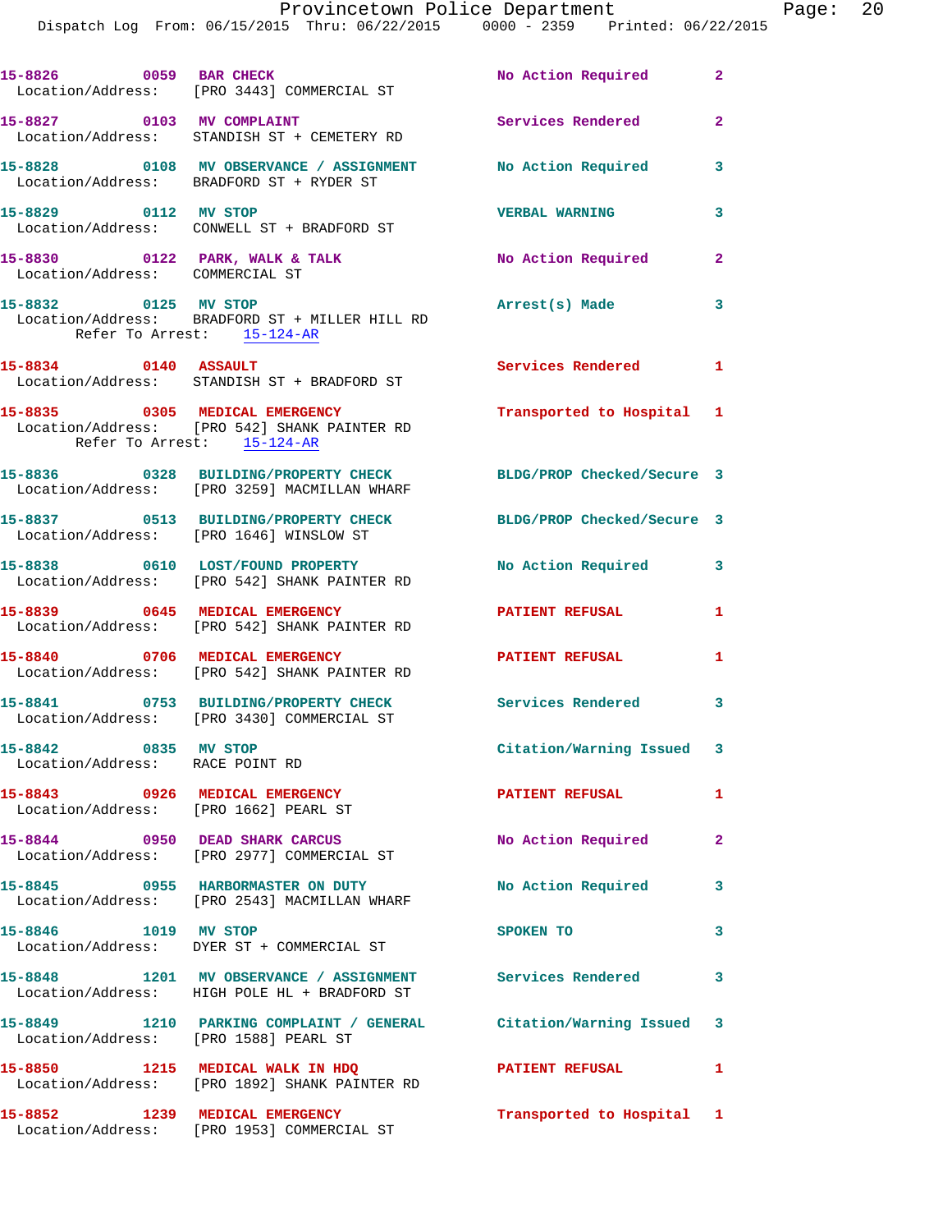15-8826 0059 BAR CHECK No Action Required 2
Location/Address: [PRO 3443] COMMERCIAL ST

15-8827 0103 MV COMPLAINT Services Rendered 2
Location/Address: STANDISH ST + CEMETERY RD

15-8828 0108 MV OBSERVANCE / ASSIGNMENT No Action Required 3
Location/Address: BRADFORD ST + RYDER ST

15-8829 0112 MV STOP VERBAL WARNING 3
Location/Address: CONWELL ST + BRADFORD ST

15-8830 0122 PARK, WALK & TALK No Action Required 2
Location/Address: COMMERCIAL ST

15-8832 0125 MV STOP Arrest(s) Made 3
Location/Address: BRADFORD ST + MILLER HILL RD
Refer To Arrest: 15-124-AR

15-8834 0140 ASSAULT Services Rendered 1
Location/Address: STANDISH ST + BRADFORD ST

15-8835 0305 MEDICAL EMERGENCY Transported to Hospital 1
Location/Address: [PRO 542] SHANK PAINTER RD
Refer To Arrest: 15-124-AR

15-8836 0328 BUILDING/PROPERTY CHECK BLDG/PROP Checked/Secure 3
Location/Address: [PRO 3259] MACMILLAN WHARF

15-8837 0513 BUILDING/PROPERTY CHECK BLDG/PROP Checked/Secure 3
Location/Address: [PRO 1646] WINSLOW ST

15-8838 0610 LOST/FOUND PROPERTY No Action Required 3
Location/Address: [PRO 542] SHANK PAINTER RD

15-8839 0645 MEDICAL EMERGENCY PATIENT REFUSAL 1
Location/Address: [PRO 542] SHANK PAINTER RD

15-8840 0706 MEDICAL EMERGENCY PATIENT REFUSAL 1
Location/Address: [PRO 542] SHANK PAINTER RD

15-8841 0753 BUILDING/PROPERTY CHECK Services Rendered 3
Location/Address: [PRO 3430] COMMERCIAL ST

15-8842 0835 MV STOP Citation/Warning Issued 3
Location/Address: RACE POINT RD

15-8843 0926 MEDICAL EMERGENCY PATIENT REFUSAL 1
Location/Address: [PRO 1662] PEARL ST

15-8844 0950 DEAD SHARK CARCUS No Action Required 2
Location/Address: [PRO 2977] COMMERCIAL ST

15-8845 0955 HARBORMASTER ON DUTY No Action Required 3
Location/Address: [PRO 2543] MACMILLAN WHARF

15-8846 1019 MV STOP SPOKEN TO 3
Location/Address: DYER ST + COMMERCIAL ST

15-8848 1201 MV OBSERVANCE / ASSIGNMENT Services Rendered 3
Location/Address: HIGH POLE HL + BRADFORD ST

15-8849 1210 PARKING COMPLAINT / GENERAL Citation/Warning Issued 3
Location/Address: [PRO 1588] PEARL ST

15-8850 1215 MEDICAL WALK IN HDQ PATIENT REFUSAL 1
Location/Address: [PRO 1892] SHANK PAINTER RD

15-8852 1239 MEDICAL EMERGENCY Transported to Hospital 1
Location/Address: [PRO 1953] COMMERCIAL ST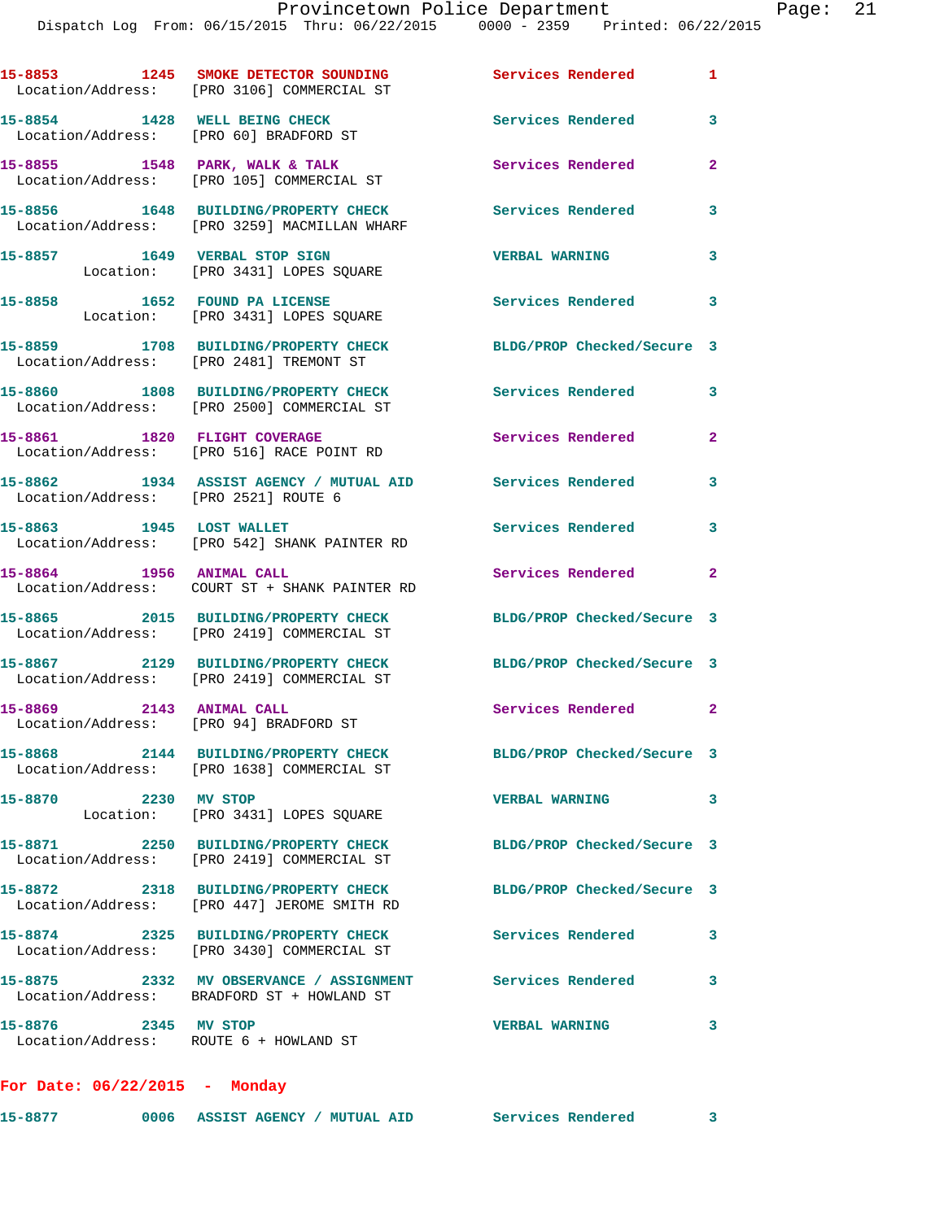15-8853 1245 SMOKE DETECTOR SOUNDING Services Rendered 1
Location/Address: [PRO 3106] COMMERCIAL ST

15-8854 1428 WELL BEING CHECK Services Rendered 3
Location/Address: [PRO 60] BRADFORD ST

15-8855 1548 PARK, WALK & TALK Services Rendered 2
Location/Address: [PRO 105] COMMERCIAL ST

15-8856 1648 BUILDING/PROPERTY CHECK Services Rendered 3
Location/Address: [PRO 3259] MACMILLAN WHARF

15-8857 1649 VERBAL STOP SIGN VERBAL WARNING 3
Location: [PRO 3431] LOPES SQUARE

15-8858 1652 FOUND PA LICENSE Services Rendered 3
Location: [PRO 3431] LOPES SQUARE

15-8859 1708 BUILDING/PROPERTY CHECK BLDG/PROP Checked/Secure 3
Location/Address: [PRO 2481] TREMONT ST

15-8860 1808 BUILDING/PROPERTY CHECK Services Rendered 3
Location/Address: [PRO 2500] COMMERCIAL ST

15-8861 1820 FLIGHT COVERAGE Services Rendered 2
Location/Address: [PRO 516] RACE POINT RD

15-8862 1934 ASSIST AGENCY / MUTUAL AID Services Rendered 3
Location/Address: [PRO 2521] ROUTE 6

15-8863 1945 LOST WALLET Services Rendered 3
Location/Address: [PRO 542] SHANK PAINTER RD

15-8864 1956 ANIMAL CALL Services Rendered 2
Location/Address: COURT ST + SHANK PAINTER RD

15-8865 2015 BUILDING/PROPERTY CHECK BLDG/PROP Checked/Secure 3
Location/Address: [PRO 2419] COMMERCIAL ST

15-8867 2129 BUILDING/PROPERTY CHECK BLDG/PROP Checked/Secure 3
Location/Address: [PRO 2419] COMMERCIAL ST

15-8869 2143 ANIMAL CALL Services Rendered 2
Location/Address: [PRO 94] BRADFORD ST

15-8868 2144 BUILDING/PROPERTY CHECK BLDG/PROP Checked/Secure 3
Location/Address: [PRO 1638] COMMERCIAL ST

15-8870 2230 MV STOP VERBAL WARNING 3
Location: [PRO 3431] LOPES SQUARE

15-8871 2250 BUILDING/PROPERTY CHECK BLDG/PROP Checked/Secure 3
Location/Address: [PRO 2419] COMMERCIAL ST

15-8872 2318 BUILDING/PROPERTY CHECK BLDG/PROP Checked/Secure 3
Location/Address: [PRO 447] JEROME SMITH RD

15-8874 2325 BUILDING/PROPERTY CHECK Services Rendered 3
Location/Address: [PRO 3430] COMMERCIAL ST

15-8875 2332 MV OBSERVANCE / ASSIGNMENT Services Rendered 3
Location/Address: BRADFORD ST + HOWLAND ST

15-8876 2345 MV STOP VERBAL WARNING 3
Location/Address: ROUTE 6 + HOWLAND ST

**For Date: 06/22/2015 - Monday**

15-8877 0006 ASSIST AGENCY / MUTUAL AID Services Rendered 3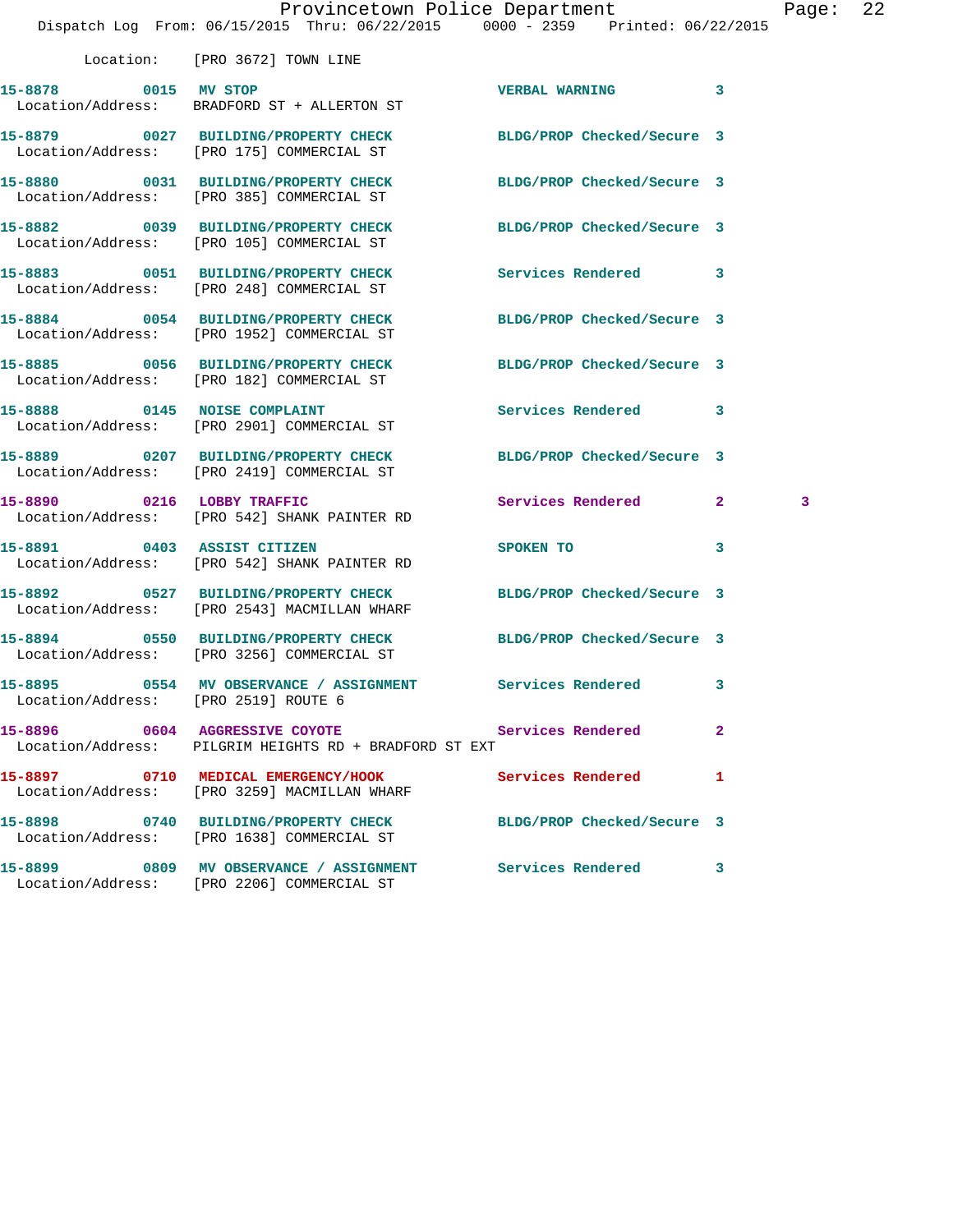Location: [PRO 3672] TOWN LINE

| | | | | | |
|---|---|---|---|---|---|
| 15-8878 | 0015 | MV STOP | VERBAL WARNING | 3 | |
| Location/Address: | | BRADFORD ST + ALLERTON ST | | | |
| 15-8879 | 0027 | BUILDING/PROPERTY CHECK | BLDG/PROP Checked/Secure | 3 | |
| Location/Address: | | [PRO 175] COMMERCIAL ST | | | |
| 15-8880 | 0031 | BUILDING/PROPERTY CHECK | BLDG/PROP Checked/Secure | 3 | |
| Location/Address: | | [PRO 385] COMMERCIAL ST | | | |
| 15-8882 | 0039 | BUILDING/PROPERTY CHECK | BLDG/PROP Checked/Secure | 3 | |
| Location/Address: | | [PRO 105] COMMERCIAL ST | | | |
| 15-8883 | 0051 | BUILDING/PROPERTY CHECK | Services Rendered | 3 | |
| Location/Address: | | [PRO 248] COMMERCIAL ST | | | |
| 15-8884 | 0054 | BUILDING/PROPERTY CHECK | BLDG/PROP Checked/Secure | 3 | |
| Location/Address: | | [PRO 1952] COMMERCIAL ST | | | |
| 15-8885 | 0056 | BUILDING/PROPERTY CHECK | BLDG/PROP Checked/Secure | 3 | |
| Location/Address: | | [PRO 182] COMMERCIAL ST | | | |
| 15-8888 | 0145 | NOISE COMPLAINT | Services Rendered | 3 | |
| Location/Address: | | [PRO 2901] COMMERCIAL ST | | | |
| 15-8889 | 0207 | BUILDING/PROPERTY CHECK | BLDG/PROP Checked/Secure | 3 | |
| Location/Address: | | [PRO 2419] COMMERCIAL ST | | | |
| 15-8890 | 0216 | LOBBY TRAFFIC | Services Rendered | 2 | 3 |
| Location/Address: | | [PRO 542] SHANK PAINTER RD | | | |
| 15-8891 | 0403 | ASSIST CITIZEN | SPOKEN TO | 3 | |
| Location/Address: | | [PRO 542] SHANK PAINTER RD | | | |
| 15-8892 | 0527 | BUILDING/PROPERTY CHECK | BLDG/PROP Checked/Secure | 3 | |
| Location/Address: | | [PRO 2543] MACMILLAN WHARF | | | |
| 15-8894 | 0550 | BUILDING/PROPERTY CHECK | BLDG/PROP Checked/Secure | 3 | |
| Location/Address: | | [PRO 3256] COMMERCIAL ST | | | |
| 15-8895 | 0554 | MV OBSERVANCE / ASSIGNMENT | Services Rendered | 3 | |
| Location/Address: | | [PRO 2519] ROUTE 6 | | | |
| 15-8896 | 0604 | AGGRESSIVE COYOTE | Services Rendered | 2 | |
| Location/Address: | | PILGRIM HEIGHTS RD + BRADFORD ST EXT | | | |
| 15-8897 | 0710 | MEDICAL EMERGENCY/HOOK | Services Rendered | 1 | |
| Location/Address: | | [PRO 3259] MACMILLAN WHARF | | | |
| 15-8898 | 0740 | BUILDING/PROPERTY CHECK | BLDG/PROP Checked/Secure | 3 | |
| Location/Address: | | [PRO 1638] COMMERCIAL ST | | | |
| 15-8899 | 0809 | MV OBSERVANCE / ASSIGNMENT | Services Rendered | 3 | |
| Location/Address: | | [PRO 2206] COMMERCIAL ST | | | |